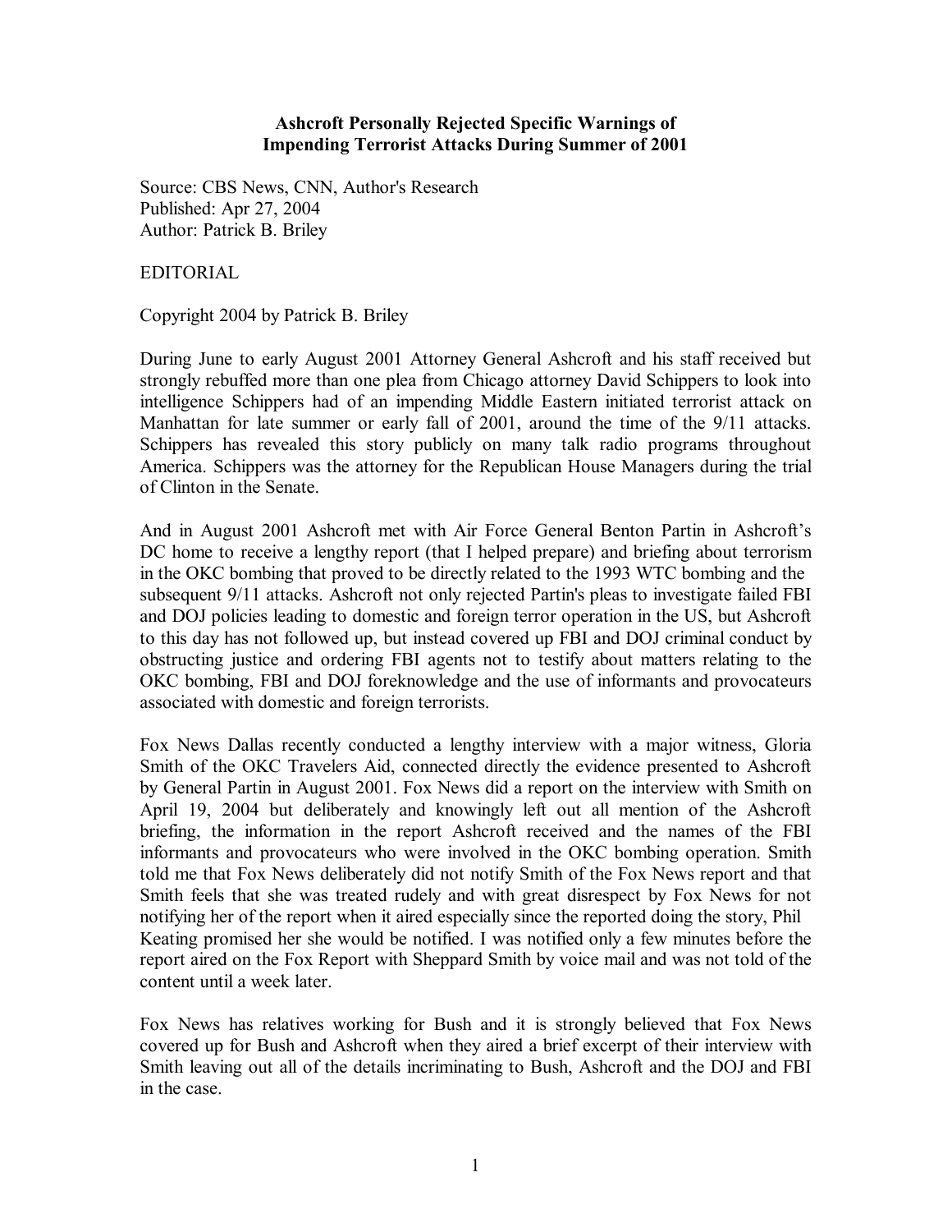**Ashcroft Personally Rejected Specific Warnings of Impending Terrorist Attacks During Summer of 2001**

Source: CBS News, CNN, Author's Research
Published: Apr 27, 2004
Author: Patrick B. Briley

EDITORIAL

Copyright 2004 by Patrick B. Briley

During June to early August 2001 Attorney General Ashcroft and his staff received but strongly rebuffed more than one plea from Chicago attorney David Schippers to look into intelligence Schippers had of an impending Middle Eastern initiated terrorist attack on Manhattan for late summer or early fall of 2001, around the time of the 9/11 attacks. Schippers has revealed this story publicly on many talk radio programs throughout America. Schippers was the attorney for the Republican House Managers during the trial of Clinton in the Senate.

And in August 2001 Ashcroft met with Air Force General Benton Partin in Ashcroft's DC home to receive a lengthy report (that I helped prepare) and briefing about terrorism in the OKC bombing that proved to be directly related to the 1993 WTC bombing and the subsequent 9/11 attacks. Ashcroft not only rejected Partin's pleas to investigate failed FBI and DOJ policies leading to domestic and foreign terror operation in the US, but Ashcroft to this day has not followed up, but instead covered up FBI and DOJ criminal conduct by obstructing justice and ordering FBI agents not to testify about matters relating to the OKC bombing, FBI and DOJ foreknowledge and the use of informants and provocateurs associated with domestic and foreign terrorists.

Fox News Dallas recently conducted a lengthy interview with a major witness, Gloria Smith of the OKC Travelers Aid, connected directly the evidence presented to Ashcroft by General Partin in August 2001. Fox News did a report on the interview with Smith on April 19, 2004 but deliberately and knowingly left out all mention of the Ashcroft briefing, the information in the report Ashcroft received and the names of the FBI informants and provocateurs who were involved in the OKC bombing operation. Smith told me that Fox News deliberately did not notify Smith of the Fox News report and that Smith feels that she was treated rudely and with great disrespect by Fox News for not notifying her of the report when it aired especially since the reported doing the story, Phil Keating promised her she would be notified. I was notified only a few minutes before the report aired on the Fox Report with Sheppard Smith by voice mail and was not told of the content until a week later.

Fox News has relatives working for Bush and it is strongly believed that Fox News covered up for Bush and Ashcroft when they aired a brief excerpt of their interview with Smith leaving out all of the details incriminating to Bush, Ashcroft and the DOJ and FBI in the case.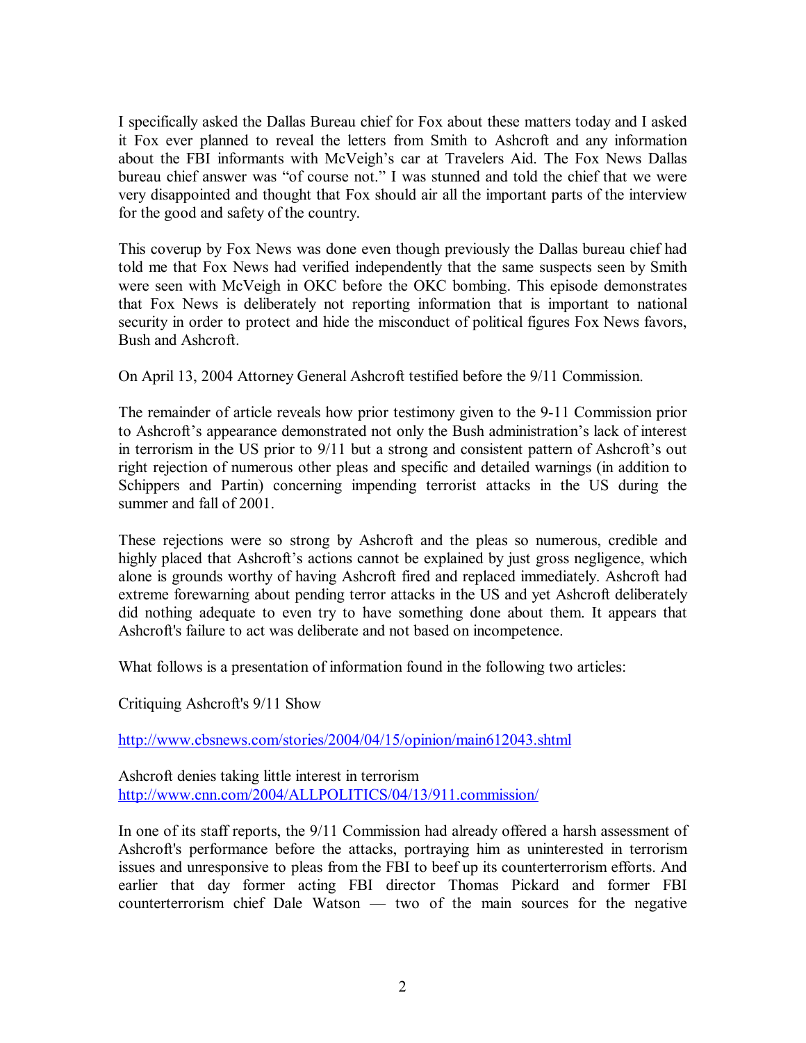I specifically asked the Dallas Bureau chief for Fox about these matters today and I asked it Fox ever planned to reveal the letters from Smith to Ashcroft and any information about the FBI informants with McVeigh's car at Travelers Aid. The Fox News Dallas bureau chief answer was "of course not." I was stunned and told the chief that we were very disappointed and thought that Fox should air all the important parts of the interview for the good and safety of the country.

This coverup by Fox News was done even though previously the Dallas bureau chief had told me that Fox News had verified independently that the same suspects seen by Smith were seen with McVeigh in OKC before the OKC bombing. This episode demonstrates that Fox News is deliberately not reporting information that is important to national security in order to protect and hide the misconduct of political figures Fox News favors, Bush and Ashcroft.

On April 13, 2004 Attorney General Ashcroft testified before the 9/11 Commission.

The remainder of article reveals how prior testimony given to the 9-11 Commission prior to Ashcroft's appearance demonstrated not only the Bush administration's lack of interest in terrorism in the US prior to 9/11 but a strong and consistent pattern of Ashcroft's out right rejection of numerous other pleas and specific and detailed warnings (in addition to Schippers and Partin) concerning impending terrorist attacks in the US during the summer and fall of 2001.

These rejections were so strong by Ashcroft and the pleas so numerous, credible and highly placed that Ashcroft's actions cannot be explained by just gross negligence, which alone is grounds worthy of having Ashcroft fired and replaced immediately. Ashcroft had extreme forewarning about pending terror attacks in the US and yet Ashcroft deliberately did nothing adequate to even try to have something done about them. It appears that Ashcroft's failure to act was deliberate and not based on incompetence.

What follows is a presentation of information found in the following two articles:

Critiquing Ashcroft's 9/11 Show

http://www.cbsnews.com/stories/2004/04/15/opinion/main612043.shtml

Ashcroft denies taking little interest in terrorism
http://www.cnn.com/2004/ALLPOLITICS/04/13/911.commission/

In one of its staff reports, the 9/11 Commission had already offered a harsh assessment of Ashcroft's performance before the attacks, portraying him as uninterested in terrorism issues and unresponsive to pleas from the FBI to beef up its counterterrorism efforts. And earlier that day former acting FBI director Thomas Pickard and former FBI counterterrorism chief Dale Watson — two of the main sources for the negative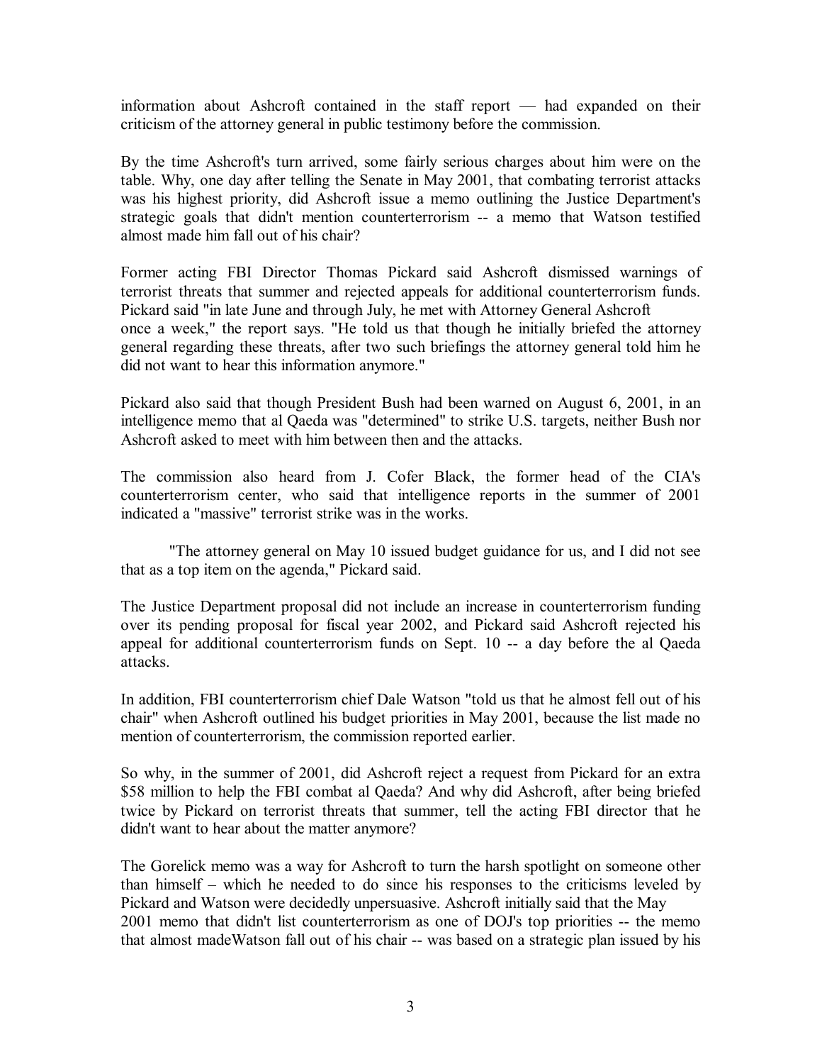information about Ashcroft contained in the staff report — had expanded on their criticism of the attorney general in public testimony before the commission.

By the time Ashcroft's turn arrived, some fairly serious charges about him were on the table. Why, one day after telling the Senate in May 2001, that combating terrorist attacks was his highest priority, did Ashcroft issue a memo outlining the Justice Department's strategic goals that didn't mention counterterrorism -- a memo that Watson testified almost made him fall out of his chair?

Former acting FBI Director Thomas Pickard said Ashcroft dismissed warnings of terrorist threats that summer and rejected appeals for additional counterterrorism funds. Pickard said "in late June and through July, he met with Attorney General Ashcroft once a week," the report says. "He told us that though he initially briefed the attorney general regarding these threats, after two such briefings the attorney general told him he did not want to hear this information anymore."

Pickard also said that though President Bush had been warned on August 6, 2001, in an intelligence memo that al Qaeda was "determined" to strike U.S. targets, neither Bush nor Ashcroft asked to meet with him between then and the attacks.

The commission also heard from J. Cofer Black, the former head of the CIA's counterterrorism center, who said that intelligence reports in the summer of 2001 indicated a "massive" terrorist strike was in the works.

"The attorney general on May 10 issued budget guidance for us, and I did not see that as a top item on the agenda," Pickard said.

The Justice Department proposal did not include an increase in counterterrorism funding over its pending proposal for fiscal year 2002, and Pickard said Ashcroft rejected his appeal for additional counterterrorism funds on Sept. 10 -- a day before the al Qaeda attacks.

In addition, FBI counterterrorism chief Dale Watson "told us that he almost fell out of his chair" when Ashcroft outlined his budget priorities in May 2001, because the list made no mention of counterterrorism, the commission reported earlier.

So why, in the summer of 2001, did Ashcroft reject a request from Pickard for an extra $58 million to help the FBI combat al Qaeda? And why did Ashcroft, after being briefed twice by Pickard on terrorist threats that summer, tell the acting FBI director that he didn't want to hear about the matter anymore?

The Gorelick memo was a way for Ashcroft to turn the harsh spotlight on someone other than himself – which he needed to do since his responses to the criticisms leveled by Pickard and Watson were decidedly unpersuasive. Ashcroft initially said that the May 2001 memo that didn't list counterterrorism as one of DOJ's top priorities -- the memo that almost madeWatson fall out of his chair -- was based on a strategic plan issued by his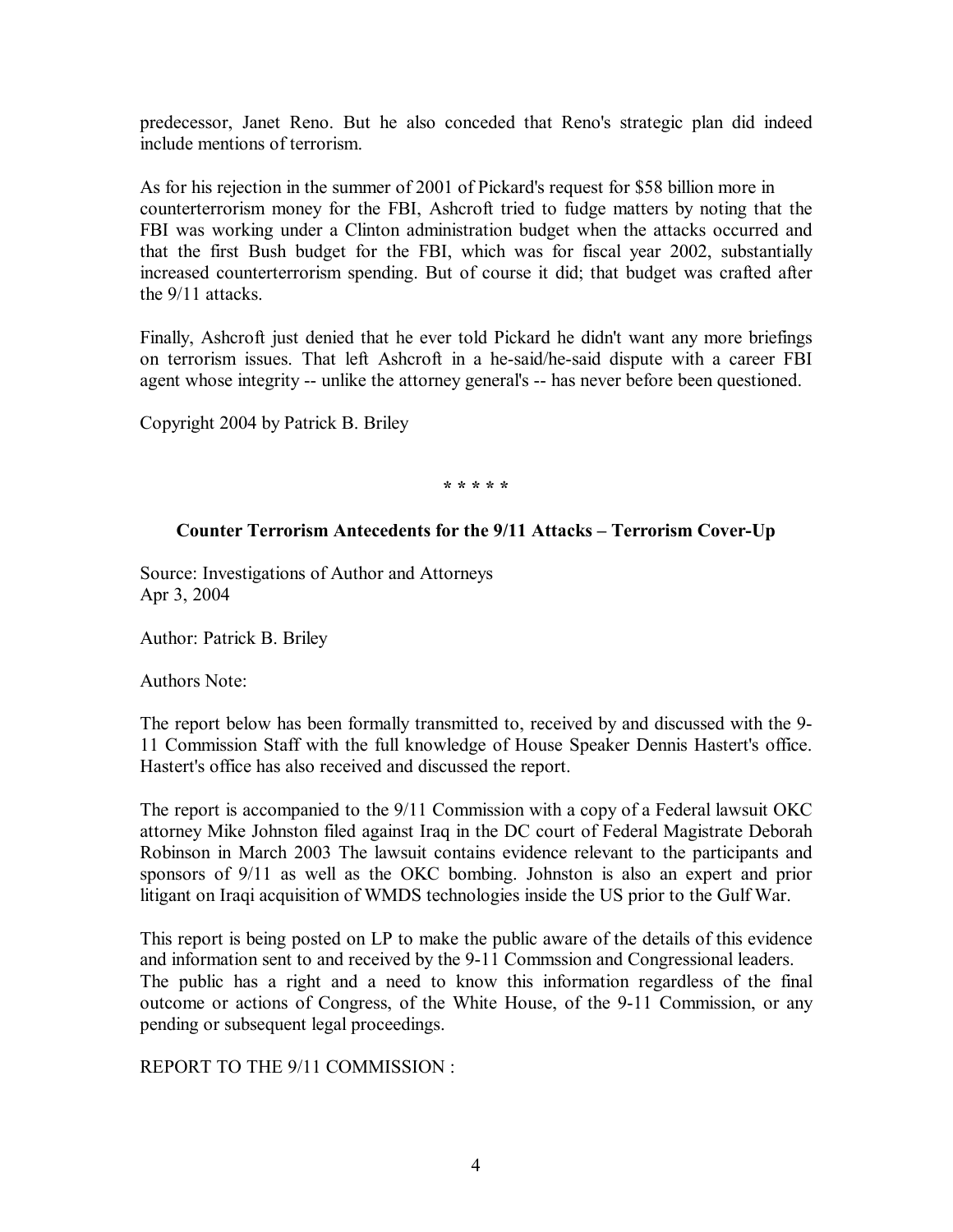predecessor, Janet Reno. But he also conceded that Reno's strategic plan did indeed include mentions of terrorism.

As for his rejection in the summer of 2001 of Pickard's request for $58 billion more in counterterrorism money for the FBI, Ashcroft tried to fudge matters by noting that the FBI was working under a Clinton administration budget when the attacks occurred and that the first Bush budget for the FBI, which was for fiscal year 2002, substantially increased counterterrorism spending. But of course it did; that budget was crafted after the 9/11 attacks.

Finally, Ashcroft just denied that he ever told Pickard he didn't want any more briefings on terrorism issues. That left Ashcroft in a he-said/he-said dispute with a career FBI agent whose integrity -- unlike the attorney general's -- has never before been questioned.

Copyright 2004 by Patrick B. Briley

\* \* \* \* \*

**Counter Terrorism Antecedents for the 9/11 Attacks – Terrorism Cover-Up**

Source: Investigations of Author and Attorneys
Apr 3, 2004

Author: Patrick B. Briley

Authors Note:

The report below has been formally transmitted to, received by and discussed with the 9-11 Commission Staff with the full knowledge of House Speaker Dennis Hastert's office. Hastert's office has also received and discussed the report.

The report is accompanied to the 9/11 Commission with a copy of a Federal lawsuit OKC attorney Mike Johnston filed against Iraq in the DC court of Federal Magistrate Deborah Robinson in March 2003 The lawsuit contains evidence relevant to the participants and sponsors of 9/11 as well as the OKC bombing. Johnston is also an expert and prior litigant on Iraqi acquisition of WMDS technologies inside the US prior to the Gulf War.

This report is being posted on LP to make the public aware of the details of this evidence and information sent to and received by the 9-11 Commssion and Congressional leaders. The public has a right and a need to know this information regardless of the final outcome or actions of Congress, of the White House, of the 9-11 Commission, or any pending or subsequent legal proceedings.

REPORT TO THE 9/11 COMMISSION :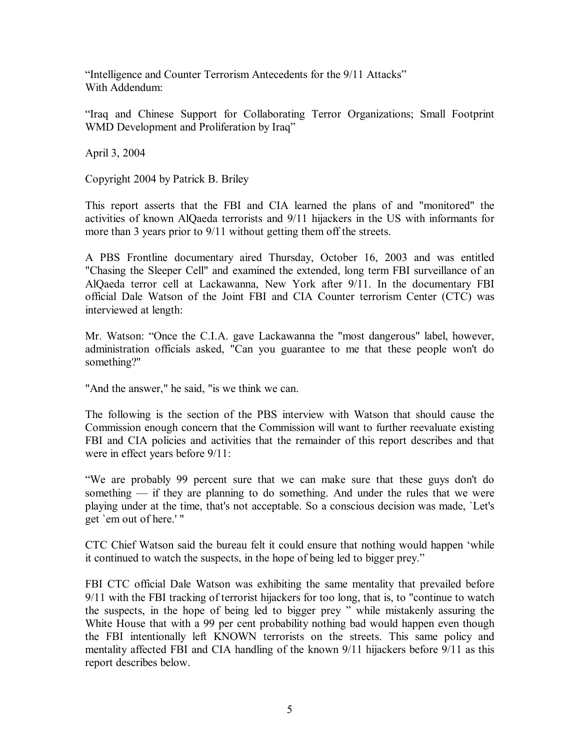"Intelligence and Counter Terrorism Antecedents for the 9/11 Attacks"
With Addendum:

"Iraq and Chinese Support for Collaborating Terror Organizations; Small Footprint WMD Development and Proliferation by Iraq"

April 3, 2004

Copyright 2004 by Patrick B. Briley

This report asserts that the FBI and CIA learned the plans of and "monitored" the activities of known AlQaeda terrorists and 9/11 hijackers in the US with informants for more than 3 years prior to 9/11 without getting them off the streets.

A PBS Frontline documentary aired Thursday, October 16, 2003 and was entitled "Chasing the Sleeper Cell" and examined the extended, long term FBI surveillance of an AlQaeda terror cell at Lackawanna, New York after 9/11. In the documentary FBI official Dale Watson of the Joint FBI and CIA Counter terrorism Center (CTC) was interviewed at length:

Mr. Watson: "Once the C.I.A. gave Lackawanna the "most dangerous" label, however, administration officials asked, "Can you guarantee to me that these people won't do something?"

"And the answer," he said, "is we think we can.

The following is the section of the PBS interview with Watson that should cause the Commission enough concern that the Commission will want to further reevaluate existing FBI and CIA policies and activities that the remainder of this report describes and that were in effect years before 9/11:

"We are probably 99 percent sure that we can make sure that these guys don't do something — if they are planning to do something. And under the rules that we were playing under at the time, that's not acceptable. So a conscious decision was made, `Let's get `em out of here.' "

CTC Chief Watson said the bureau felt it could ensure that nothing would happen 'while it continued to watch the suspects, in the hope of being led to bigger prey."

FBI CTC official Dale Watson was exhibiting the same mentality that prevailed before 9/11 with the FBI tracking of terrorist hijackers for too long, that is, to "continue to watch the suspects, in the hope of being led to bigger prey " while mistakenly assuring the White House that with a 99 per cent probability nothing bad would happen even though the FBI intentionally left KNOWN terrorists on the streets. This same policy and mentality affected FBI and CIA handling of the known 9/11 hijackers before 9/11 as this report describes below.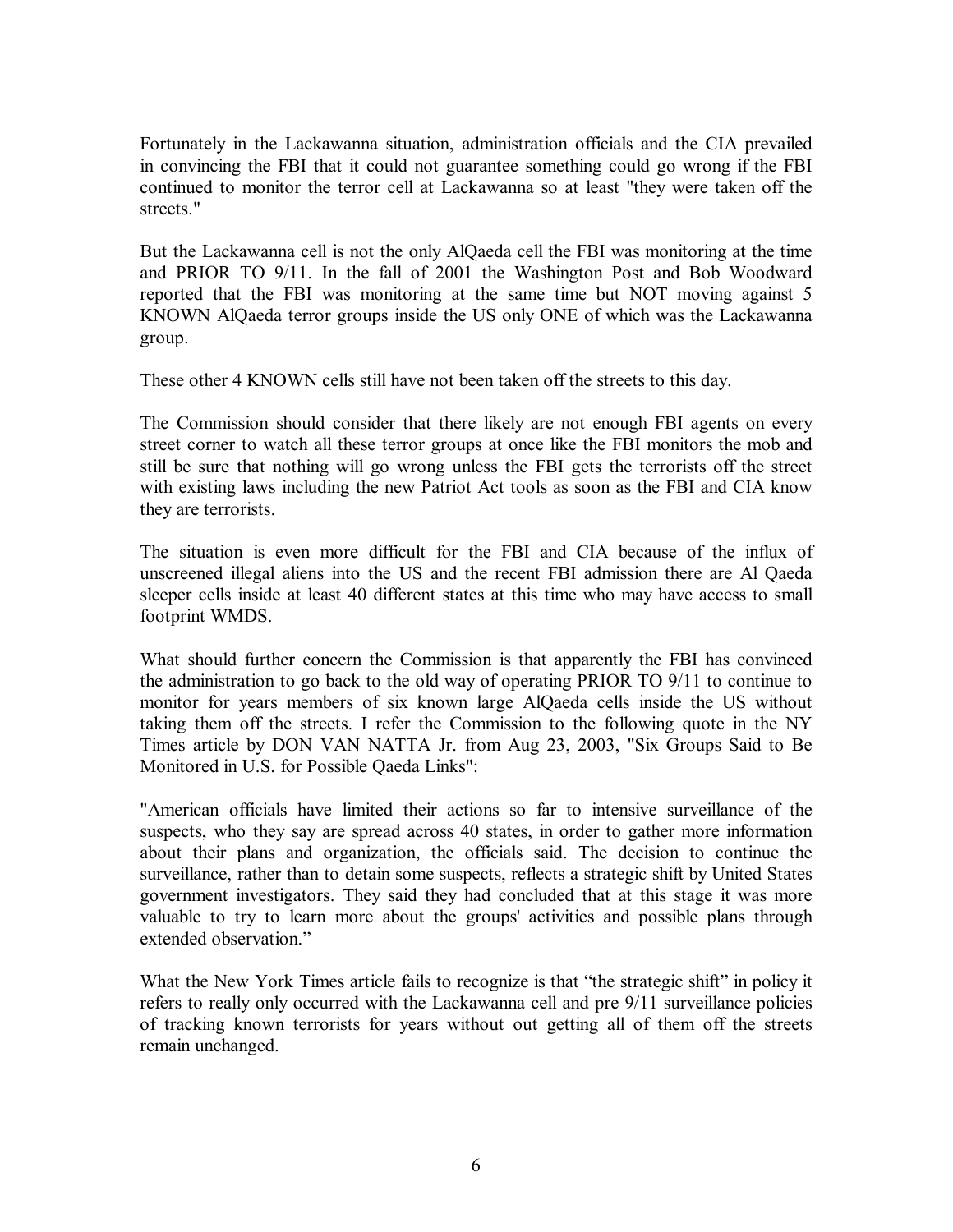Fortunately in the Lackawanna situation, administration officials and the CIA prevailed in convincing the FBI that it could not guarantee something could go wrong if the FBI continued to monitor the terror cell at Lackawanna so at least "they were taken off the streets."

But the Lackawanna cell is not the only AlQaeda cell the FBI was monitoring at the time and PRIOR TO 9/11. In the fall of 2001 the Washington Post and Bob Woodward reported that the FBI was monitoring at the same time but NOT moving against 5 KNOWN AlQaeda terror groups inside the US only ONE of which was the Lackawanna group.

These other 4 KNOWN cells still have not been taken off the streets to this day.

The Commission should consider that there likely are not enough FBI agents on every street corner to watch all these terror groups at once like the FBI monitors the mob and still be sure that nothing will go wrong unless the FBI gets the terrorists off the street with existing laws including the new Patriot Act tools as soon as the FBI and CIA know they are terrorists.

The situation is even more difficult for the FBI and CIA because of the influx of unscreened illegal aliens into the US and the recent FBI admission there are Al Qaeda sleeper cells inside at least 40 different states at this time who may have access to small footprint WMDS.

What should further concern the Commission is that apparently the FBI has convinced the administration to go back to the old way of operating PRIOR TO 9/11 to continue to monitor for years members of six known large AlQaeda cells inside the US without taking them off the streets. I refer the Commission to the following quote in the NY Times article by DON VAN NATTA Jr. from Aug 23, 2003, "Six Groups Said to Be Monitored in U.S. for Possible Qaeda Links":

"American officials have limited their actions so far to intensive surveillance of the suspects, who they say are spread across 40 states, in order to gather more information about their plans and organization, the officials said. The decision to continue the surveillance, rather than to detain some suspects, reflects a strategic shift by United States government investigators. They said they had concluded that at this stage it was more valuable to try to learn more about the groups' activities and possible plans through extended observation."

What the New York Times article fails to recognize is that "the strategic shift" in policy it refers to really only occurred with the Lackawanna cell and pre 9/11 surveillance policies of tracking known terrorists for years without out getting all of them off the streets remain unchanged.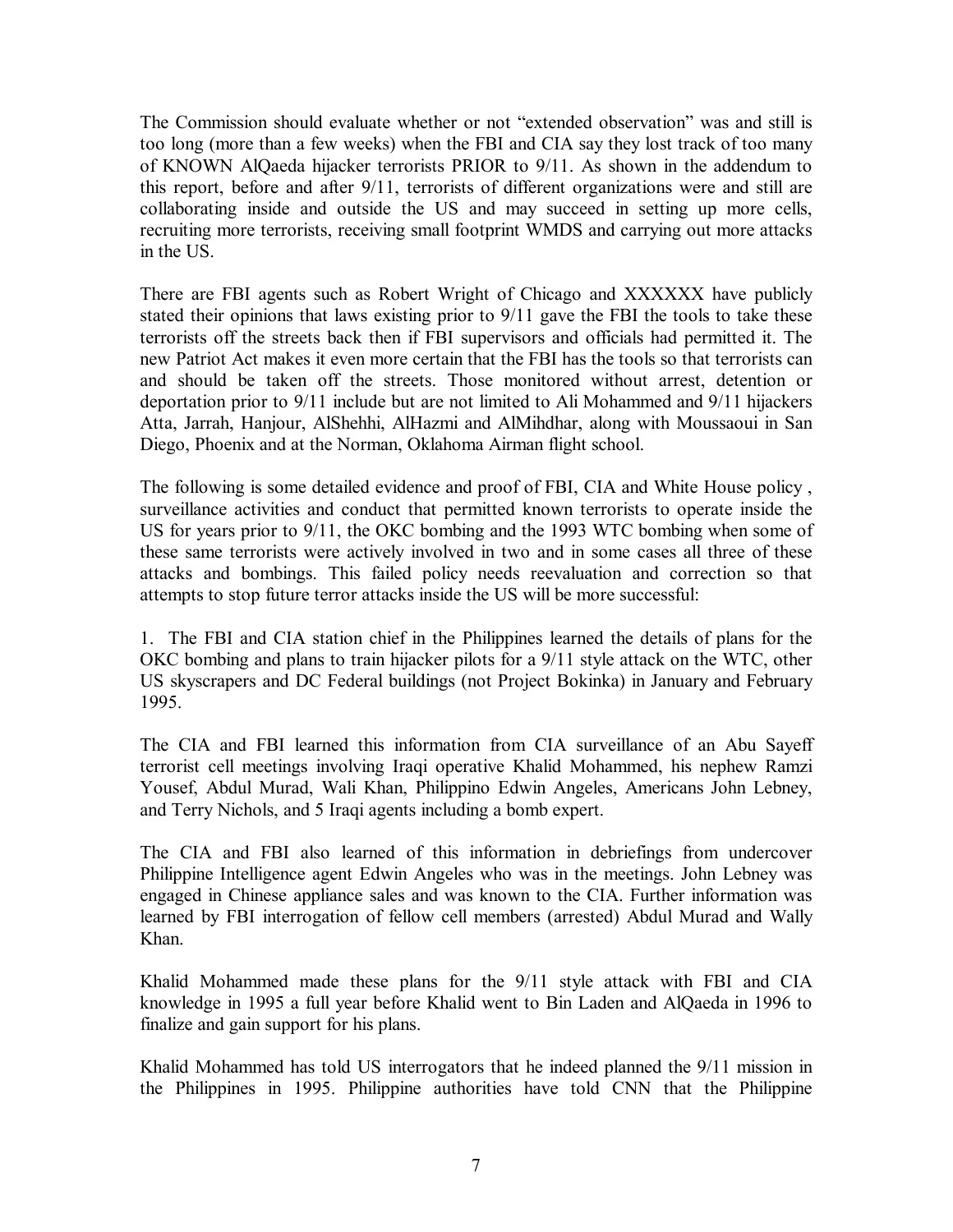The Commission should evaluate whether or not "extended observation" was and still is too long (more than a few weeks) when the FBI and CIA say they lost track of too many of KNOWN AlQaeda hijacker terrorists PRIOR to 9/11. As shown in the addendum to this report, before and after 9/11, terrorists of different organizations were and still are collaborating inside and outside the US and may succeed in setting up more cells, recruiting more terrorists, receiving small footprint WMDS and carrying out more attacks in the US.

There are FBI agents such as Robert Wright of Chicago and XXXXXX have publicly stated their opinions that laws existing prior to 9/11 gave the FBI the tools to take these terrorists off the streets back then if FBI supervisors and officials had permitted it. The new Patriot Act makes it even more certain that the FBI has the tools so that terrorists can and should be taken off the streets. Those monitored without arrest, detention or deportation prior to 9/11 include but are not limited to Ali Mohammed and 9/11 hijackers Atta, Jarrah, Hanjour, AlShehhi, AlHazmi and AlMihdhar, along with Moussaoui in San Diego, Phoenix and at the Norman, Oklahoma Airman flight school.

The following is some detailed evidence and proof of FBI, CIA and White House policy , surveillance activities and conduct that permitted known terrorists to operate inside the US for years prior to 9/11, the OKC bombing and the 1993 WTC bombing when some of these same terrorists were actively involved in two and in some cases all three of these attacks and bombings. This failed policy needs reevaluation and correction so that attempts to stop future terror attacks inside the US will be more successful:

1. The FBI and CIA station chief in the Philippines learned the details of plans for the OKC bombing and plans to train hijacker pilots for a 9/11 style attack on the WTC, other US skyscrapers and DC Federal buildings (not Project Bokinka) in January and February 1995.

The CIA and FBI learned this information from CIA surveillance of an Abu Sayeff terrorist cell meetings involving Iraqi operative Khalid Mohammed, his nephew Ramzi Yousef, Abdul Murad, Wali Khan, Philippino Edwin Angeles, Americans John Lebney, and Terry Nichols, and 5 Iraqi agents including a bomb expert.

The CIA and FBI also learned of this information in debriefings from undercover Philippine Intelligence agent Edwin Angeles who was in the meetings. John Lebney was engaged in Chinese appliance sales and was known to the CIA. Further information was learned by FBI interrogation of fellow cell members (arrested) Abdul Murad and Wally Khan.

Khalid Mohammed made these plans for the 9/11 style attack with FBI and CIA knowledge in 1995 a full year before Khalid went to Bin Laden and AlQaeda in 1996 to finalize and gain support for his plans.

Khalid Mohammed has told US interrogators that he indeed planned the 9/11 mission in the Philippines in 1995. Philippine authorities have told CNN that the Philippine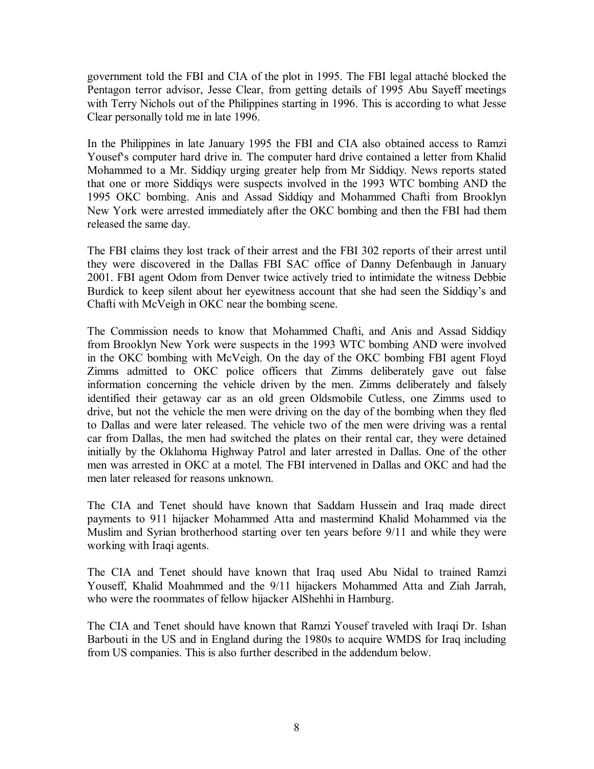government told the FBI and CIA of the plot in 1995. The FBI legal attaché blocked the Pentagon terror advisor, Jesse Clear, from getting details of 1995 Abu Sayeff meetings with Terry Nichols out of the Philippines starting in 1996. This is according to what Jesse Clear personally told me in late 1996.

In the Philippines in late January 1995 the FBI and CIA also obtained access to Ramzi Yousef's computer hard drive in. The computer hard drive contained a letter from Khalid Mohammed to a Mr. Siddiqy urging greater help from Mr Siddiqy. News reports stated that one or more Siddiqys were suspects involved in the 1993 WTC bombing AND the 1995 OKC bombing. Anis and Assad Siddiqy and Mohammed Chafti from Brooklyn New York were arrested immediately after the OKC bombing and then the FBI had them released the same day.

The FBI claims they lost track of their arrest and the FBI 302 reports of their arrest until they were discovered in the Dallas FBI SAC office of Danny Defenbaugh in January 2001. FBI agent Odom from Denver twice actively tried to intimidate the witness Debbie Burdick to keep silent about her eyewitness account that she had seen the Siddiqy's and Chafti with McVeigh in OKC near the bombing scene.

The Commission needs to know that Mohammed Chafti, and Anis and Assad Siddiqy from Brooklyn New York were suspects in the 1993 WTC bombing AND were involved in the OKC bombing with McVeigh. On the day of the OKC bombing FBI agent Floyd Zimms admitted to OKC police officers that Zimms deliberately gave out false information concerning the vehicle driven by the men. Zimms deliberately and falsely identified their getaway car as an old green Oldsmobile Cutless, one Zimms used to drive, but not the vehicle the men were driving on the day of the bombing when they fled to Dallas and were later released. The vehicle two of the men were driving was a rental car from Dallas, the men had switched the plates on their rental car, they were detained initially by the Oklahoma Highway Patrol and later arrested in Dallas. One of the other men was arrested in OKC at a motel. The FBI intervened in Dallas and OKC and had the men later released for reasons unknown.

The CIA and Tenet should have known that Saddam Hussein and Iraq made direct payments to 911 hijacker Mohammed Atta and mastermind Khalid Mohammed via the Muslim and Syrian brotherhood starting over ten years before 9/11 and while they were working with Iraqi agents.

The CIA and Tenet should have known that Iraq used Abu Nidal to trained Ramzi Youseff, Khalid Moahmmed and the 9/11 hijackers Mohammed Atta and Ziah Jarrah, who were the roommates of fellow hijacker AlShehhi in Hamburg.

The CIA and Tenet should have known that Ramzi Yousef traveled with Iraqi Dr. Ishan Barbouti in the US and in England during the 1980s to acquire WMDS for Iraq including from US companies. This is also further described in the addendum below.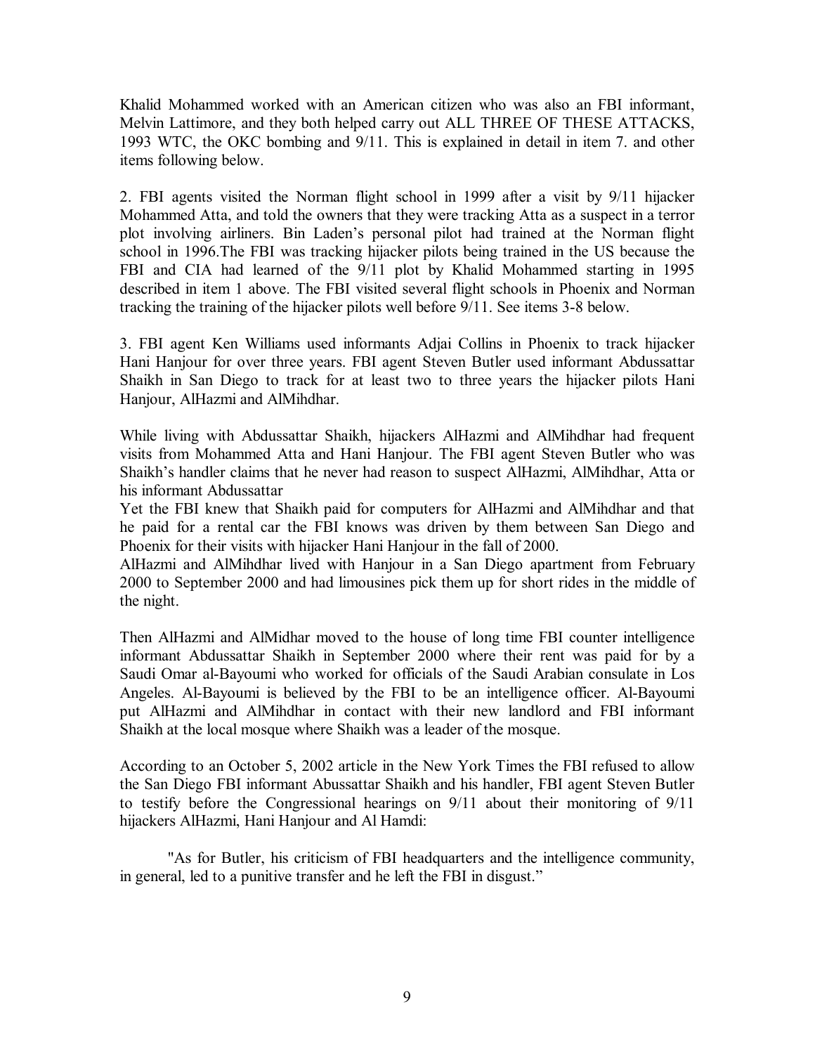Khalid Mohammed worked with an American citizen who was also an FBI informant, Melvin Lattimore, and they both helped carry out ALL THREE OF THESE ATTACKS, 1993 WTC, the OKC bombing and 9/11. This is explained in detail in item 7. and other items following below.

2. FBI agents visited the Norman flight school in 1999 after a visit by 9/11 hijacker Mohammed Atta, and told the owners that they were tracking Atta as a suspect in a terror plot involving airliners. Bin Laden's personal pilot had trained at the Norman flight school in 1996.The FBI was tracking hijacker pilots being trained in the US because the FBI and CIA had learned of the 9/11 plot by Khalid Mohammed starting in 1995 described in item 1 above. The FBI visited several flight schools in Phoenix and Norman tracking the training of the hijacker pilots well before 9/11. See items 3-8 below.

3. FBI agent Ken Williams used informants Adjai Collins in Phoenix to track hijacker Hani Hanjour for over three years. FBI agent Steven Butler used informant Abdussattar Shaikh in San Diego to track for at least two to three years the hijacker pilots Hani Hanjour, AlHazmi and AlMihdhar.

While living with Abdussattar Shaikh, hijackers AlHazmi and AlMihdhar had frequent visits from Mohammed Atta and Hani Hanjour. The FBI agent Steven Butler who was Shaikh's handler claims that he never had reason to suspect AlHazmi, AlMihdhar, Atta or his informant Abdussattar
Yet the FBI knew that Shaikh paid for computers for AlHazmi and AlMihdhar and that he paid for a rental car the FBI knows was driven by them between San Diego and Phoenix for their visits with hijacker Hani Hanjour in the fall of 2000.
AlHazmi and AlMihdhar lived with Hanjour in a San Diego apartment from February 2000 to September 2000 and had limousines pick them up for short rides in the middle of the night.

Then AlHazmi and AlMidhar moved to the house of long time FBI counter intelligence informant Abdussattar Shaikh in September 2000 where their rent was paid for by a Saudi Omar al-Bayoumi who worked for officials of the Saudi Arabian consulate in Los Angeles. Al-Bayoumi is believed by the FBI to be an intelligence officer. Al-Bayoumi put AlHazmi and AlMihdhar in contact with their new landlord and FBI informant Shaikh at the local mosque where Shaikh was a leader of the mosque.

According to an October 5, 2002 article in the New York Times the FBI refused to allow the San Diego FBI informant Abussattar Shaikh and his handler, FBI agent Steven Butler to testify before the Congressional hearings on 9/11 about their monitoring of 9/11 hijackers AlHazmi, Hani Hanjour and Al Hamdi:

> "As for Butler, his criticism of FBI headquarters and the intelligence community, in general, led to a punitive transfer and he left the FBI in disgust."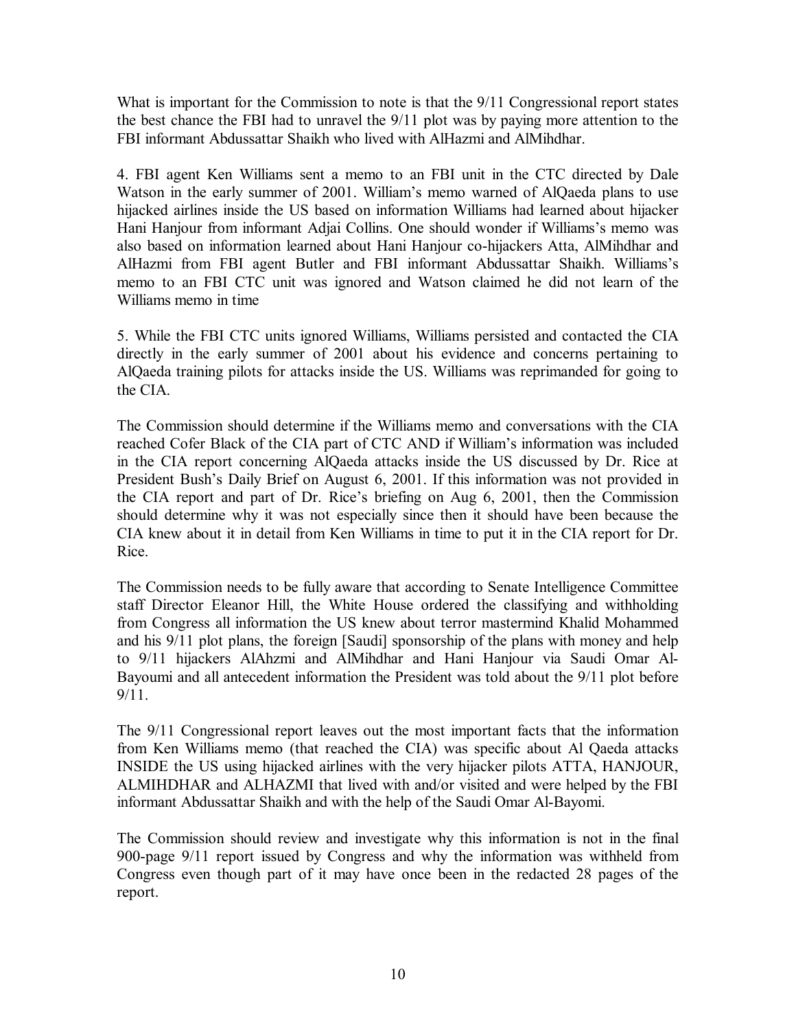What is important for the Commission to note is that the 9/11 Congressional report states the best chance the FBI had to unravel the 9/11 plot was by paying more attention to the FBI informant Abdussattar Shaikh who lived with AlHazmi and AlMihdhar.

4. FBI agent Ken Williams sent a memo to an FBI unit in the CTC directed by Dale Watson in the early summer of 2001. William's memo warned of AlQaeda plans to use hijacked airlines inside the US based on information Williams had learned about hijacker Hani Hanjour from informant Adjai Collins. One should wonder if Williams's memo was also based on information learned about Hani Hanjour co-hijackers Atta, AlMihdhar and AlHazmi from FBI agent Butler and FBI informant Abdussattar Shaikh. Williams's memo to an FBI CTC unit was ignored and Watson claimed he did not learn of the Williams memo in time

5. While the FBI CTC units ignored Williams, Williams persisted and contacted the CIA directly in the early summer of 2001 about his evidence and concerns pertaining to AlQaeda training pilots for attacks inside the US. Williams was reprimanded for going to the CIA.

The Commission should determine if the Williams memo and conversations with the CIA reached Cofer Black of the CIA part of CTC AND if William's information was included in the CIA report concerning AlQaeda attacks inside the US discussed by Dr. Rice at President Bush's Daily Brief on August 6, 2001. If this information was not provided in the CIA report and part of Dr. Rice's briefing on Aug 6, 2001, then the Commission should determine why it was not especially since then it should have been because the CIA knew about it in detail from Ken Williams in time to put it in the CIA report for Dr. Rice.

The Commission needs to be fully aware that according to Senate Intelligence Committee staff Director Eleanor Hill, the White House ordered the classifying and withholding from Congress all information the US knew about terror mastermind Khalid Mohammed and his 9/11 plot plans, the foreign [Saudi] sponsorship of the plans with money and help to 9/11 hijackers AlAhzmi and AlMihdhar and Hani Hanjour via Saudi Omar Al-Bayoumi and all antecedent information the President was told about the 9/11 plot before 9/11.

The 9/11 Congressional report leaves out the most important facts that the information from Ken Williams memo (that reached the CIA) was specific about Al Qaeda attacks INSIDE the US using hijacked airlines with the very hijacker pilots ATTA, HANJOUR, ALMIHDHAR and ALHAZMI that lived with and/or visited and were helped by the FBI informant Abdussattar Shaikh and with the help of the Saudi Omar Al-Bayomi.

The Commission should review and investigate why this information is not in the final 900-page 9/11 report issued by Congress and why the information was withheld from Congress even though part of it may have once been in the redacted 28 pages of the report.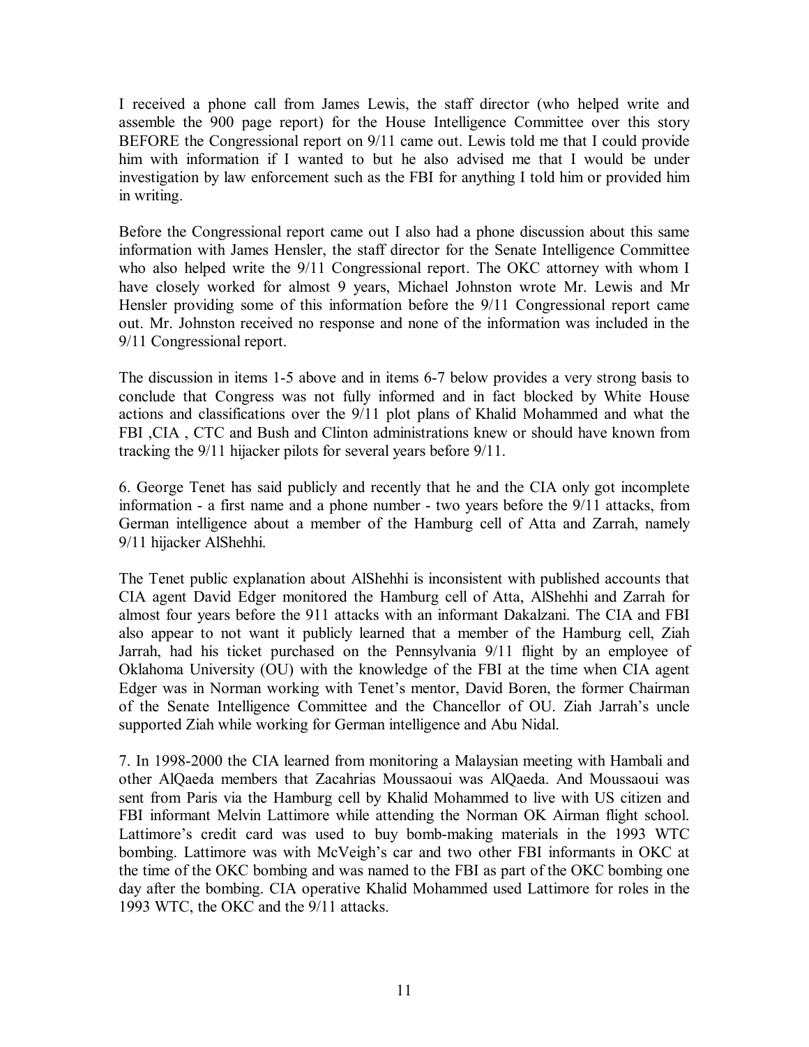I received a phone call from James Lewis, the staff director (who helped write and assemble the 900 page report) for the House Intelligence Committee over this story BEFORE the Congressional report on 9/11 came out. Lewis told me that I could provide him with information if I wanted to but he also advised me that I would be under investigation by law enforcement such as the FBI for anything I told him or provided him in writing.

Before the Congressional report came out I also had a phone discussion about this same information with James Hensler, the staff director for the Senate Intelligence Committee who also helped write the 9/11 Congressional report. The OKC attorney with whom I have closely worked for almost 9 years, Michael Johnston wrote Mr. Lewis and Mr Hensler providing some of this information before the 9/11 Congressional report came out. Mr. Johnston received no response and none of the information was included in the 9/11 Congressional report.

The discussion in items 1-5 above and in items 6-7 below provides a very strong basis to conclude that Congress was not fully informed and in fact blocked by White House actions and classifications over the 9/11 plot plans of Khalid Mohammed and what the FBI ,CIA , CTC and Bush and Clinton administrations knew or should have known from tracking the 9/11 hijacker pilots for several years before 9/11.

6. George Tenet has said publicly and recently that he and the CIA only got incomplete information - a first name and a phone number - two years before the 9/11 attacks, from German intelligence about a member of the Hamburg cell of Atta and Zarrah, namely 9/11 hijacker AlShehhi.

The Tenet public explanation about AlShehhi is inconsistent with published accounts that CIA agent David Edger monitored the Hamburg cell of Atta, AlShehhi and Zarrah for almost four years before the 911 attacks with an informant Dakalzani. The CIA and FBI also appear to not want it publicly learned that a member of the Hamburg cell, Ziah Jarrah, had his ticket purchased on the Pennsylvania 9/11 flight by an employee of Oklahoma University (OU) with the knowledge of the FBI at the time when CIA agent Edger was in Norman working with Tenet's mentor, David Boren, the former Chairman of the Senate Intelligence Committee and the Chancellor of OU. Ziah Jarrah's uncle supported Ziah while working for German intelligence and Abu Nidal.

7. In 1998-2000 the CIA learned from monitoring a Malaysian meeting with Hambali and other AlQaeda members that Zacahrias Moussaoui was AlQaeda. And Moussaoui was sent from Paris via the Hamburg cell by Khalid Mohammed to live with US citizen and FBI informant Melvin Lattimore while attending the Norman OK Airman flight school. Lattimore's credit card was used to buy bomb-making materials in the 1993 WTC bombing. Lattimore was with McVeigh's car and two other FBI informants in OKC at the time of the OKC bombing and was named to the FBI as part of the OKC bombing one day after the bombing. CIA operative Khalid Mohammed used Lattimore for roles in the 1993 WTC, the OKC and the 9/11 attacks.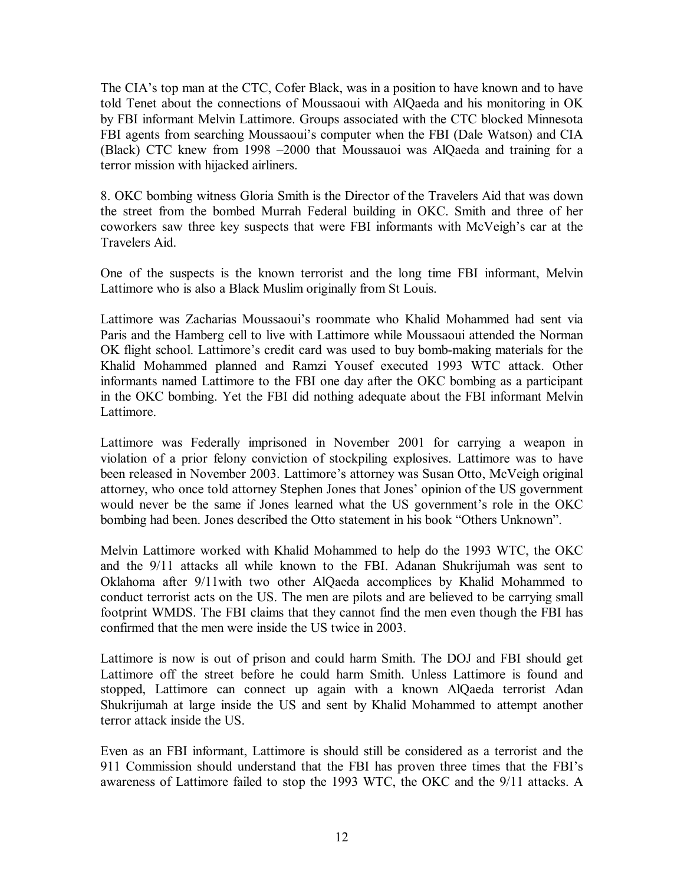The CIA's top man at the CTC, Cofer Black, was in a position to have known and to have told Tenet about the connections of Moussaoui with AlQaeda and his monitoring in OK by FBI informant Melvin Lattimore. Groups associated with the CTC blocked Minnesota FBI agents from searching Moussaoui's computer when the FBI (Dale Watson) and CIA (Black) CTC knew from 1998 –2000 that Moussauoi was AlQaeda and training for a terror mission with hijacked airliners.

8. OKC bombing witness Gloria Smith is the Director of the Travelers Aid that was down the street from the bombed Murrah Federal building in OKC. Smith and three of her coworkers saw three key suspects that were FBI informants with McVeigh's car at the Travelers Aid.

One of the suspects is the known terrorist and the long time FBI informant, Melvin Lattimore who is also a Black Muslim originally from St Louis.

Lattimore was Zacharias Moussaoui's roommate who Khalid Mohammed had sent via Paris and the Hamberg cell to live with Lattimore while Moussaoui attended the Norman OK flight school. Lattimore's credit card was used to buy bomb-making materials for the Khalid Mohammed planned and Ramzi Yousef executed 1993 WTC attack. Other informants named Lattimore to the FBI one day after the OKC bombing as a participant in the OKC bombing. Yet the FBI did nothing adequate about the FBI informant Melvin Lattimore.

Lattimore was Federally imprisoned in November 2001 for carrying a weapon in violation of a prior felony conviction of stockpiling explosives. Lattimore was to have been released in November 2003. Lattimore's attorney was Susan Otto, McVeigh original attorney, who once told attorney Stephen Jones that Jones' opinion of the US government would never be the same if Jones learned what the US government's role in the OKC bombing had been. Jones described the Otto statement in his book "Others Unknown".

Melvin Lattimore worked with Khalid Mohammed to help do the 1993 WTC, the OKC and the 9/11 attacks all while known to the FBI. Adanan Shukrijumah was sent to Oklahoma after 9/11with two other AlQaeda accomplices by Khalid Mohammed to conduct terrorist acts on the US. The men are pilots and are believed to be carrying small footprint WMDS. The FBI claims that they cannot find the men even though the FBI has confirmed that the men were inside the US twice in 2003.

Lattimore is now is out of prison and could harm Smith. The DOJ and FBI should get Lattimore off the street before he could harm Smith. Unless Lattimore is found and stopped, Lattimore can connect up again with a known AlQaeda terrorist Adan Shukrijumah at large inside the US and sent by Khalid Mohammed to attempt another terror attack inside the US.

Even as an FBI informant, Lattimore is should still be considered as a terrorist and the 911 Commission should understand that the FBI has proven three times that the FBI's awareness of Lattimore failed to stop the 1993 WTC, the OKC and the 9/11 attacks. A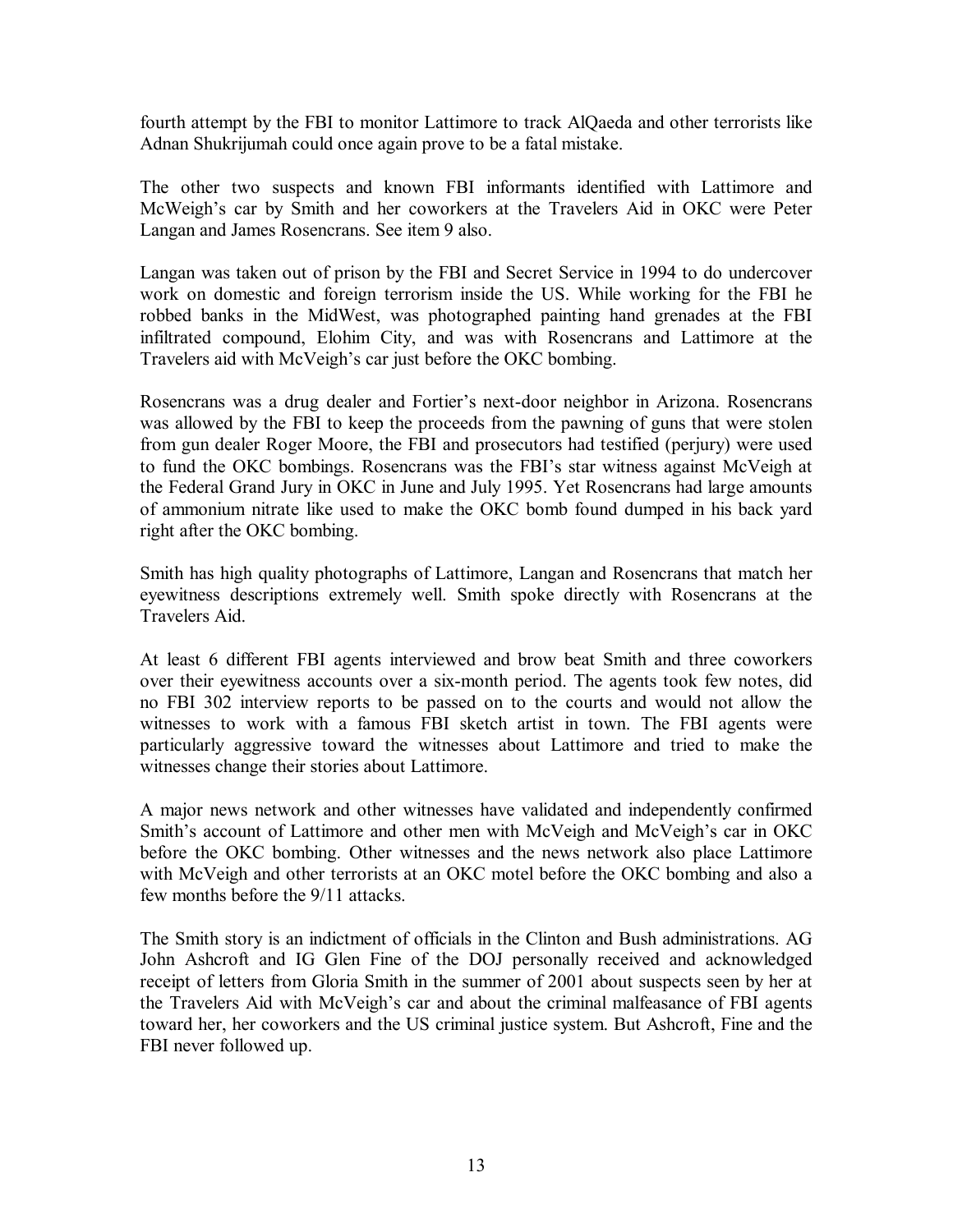fourth attempt by the FBI to monitor Lattimore to track AlQaeda and other terrorists like Adnan Shukrijumah could once again prove to be a fatal mistake.

The other two suspects and known FBI informants identified with Lattimore and McWeigh's car by Smith and her coworkers at the Travelers Aid in OKC were Peter Langan and James Rosencrans. See item 9 also.

Langan was taken out of prison by the FBI and Secret Service in 1994 to do undercover work on domestic and foreign terrorism inside the US. While working for the FBI he robbed banks in the MidWest, was photographed painting hand grenades at the FBI infiltrated compound, Elohim City, and was with Rosencrans and Lattimore at the Travelers aid with McVeigh's car just before the OKC bombing.

Rosencrans was a drug dealer and Fortier's next-door neighbor in Arizona. Rosencrans was allowed by the FBI to keep the proceeds from the pawning of guns that were stolen from gun dealer Roger Moore, the FBI and prosecutors had testified (perjury) were used to fund the OKC bombings. Rosencrans was the FBI's star witness against McVeigh at the Federal Grand Jury in OKC in June and July 1995. Yet Rosencrans had large amounts of ammonium nitrate like used to make the OKC bomb found dumped in his back yard right after the OKC bombing.

Smith has high quality photographs of Lattimore, Langan and Rosencrans that match her eyewitness descriptions extremely well. Smith spoke directly with Rosencrans at the Travelers Aid.

At least 6 different FBI agents interviewed and brow beat Smith and three coworkers over their eyewitness accounts over a six-month period. The agents took few notes, did no FBI 302 interview reports to be passed on to the courts and would not allow the witnesses to work with a famous FBI sketch artist in town. The FBI agents were particularly aggressive toward the witnesses about Lattimore and tried to make the witnesses change their stories about Lattimore.

A major news network and other witnesses have validated and independently confirmed Smith's account of Lattimore and other men with McVeigh and McVeigh's car in OKC before the OKC bombing. Other witnesses and the news network also place Lattimore with McVeigh and other terrorists at an OKC motel before the OKC bombing and also a few months before the 9/11 attacks.

The Smith story is an indictment of officials in the Clinton and Bush administrations. AG John Ashcroft and IG Glen Fine of the DOJ personally received and acknowledged receipt of letters from Gloria Smith in the summer of 2001 about suspects seen by her at the Travelers Aid with McVeigh's car and about the criminal malfeasance of FBI agents toward her, her coworkers and the US criminal justice system. But Ashcroft, Fine and the FBI never followed up.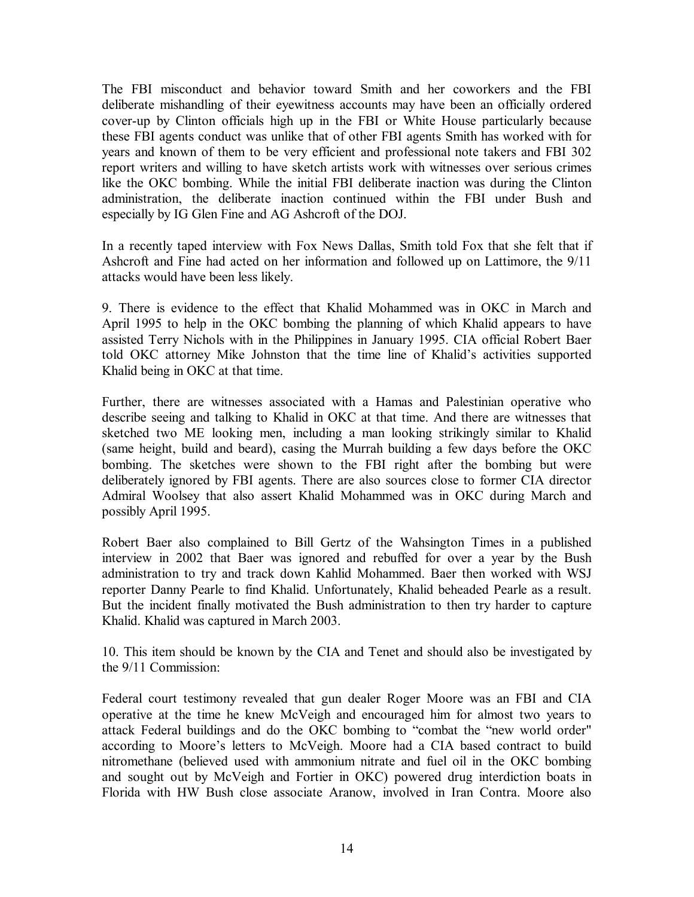The FBI misconduct and behavior toward Smith and her coworkers and the FBI deliberate mishandling of their eyewitness accounts may have been an officially ordered cover-up by Clinton officials high up in the FBI or White House particularly because these FBI agents conduct was unlike that of other FBI agents Smith has worked with for years and known of them to be very efficient and professional note takers and FBI 302 report writers and willing to have sketch artists work with witnesses over serious crimes like the OKC bombing. While the initial FBI deliberate inaction was during the Clinton administration, the deliberate inaction continued within the FBI under Bush and especially by IG Glen Fine and AG Ashcroft of the DOJ.

In a recently taped interview with Fox News Dallas, Smith told Fox that she felt that if Ashcroft and Fine had acted on her information and followed up on Lattimore, the 9/11 attacks would have been less likely.

9. There is evidence to the effect that Khalid Mohammed was in OKC in March and April 1995 to help in the OKC bombing the planning of which Khalid appears to have assisted Terry Nichols with in the Philippines in January 1995. CIA official Robert Baer told OKC attorney Mike Johnston that the time line of Khalid's activities supported Khalid being in OKC at that time.

Further, there are witnesses associated with a Hamas and Palestinian operative who describe seeing and talking to Khalid in OKC at that time. And there are witnesses that sketched two ME looking men, including a man looking strikingly similar to Khalid (same height, build and beard), casing the Murrah building a few days before the OKC bombing. The sketches were shown to the FBI right after the bombing but were deliberately ignored by FBI agents. There are also sources close to former CIA director Admiral Woolsey that also assert Khalid Mohammed was in OKC during March and possibly April 1995.

Robert Baer also complained to Bill Gertz of the Wahsington Times in a published interview in 2002 that Baer was ignored and rebuffed for over a year by the Bush administration to try and track down Kahlid Mohammed. Baer then worked with WSJ reporter Danny Pearle to find Khalid. Unfortunately, Khalid beheaded Pearle as a result. But the incident finally motivated the Bush administration to then try harder to capture Khalid. Khalid was captured in March 2003.

10. This item should be known by the CIA and Tenet and should also be investigated by the 9/11 Commission:

Federal court testimony revealed that gun dealer Roger Moore was an FBI and CIA operative at the time he knew McVeigh and encouraged him for almost two years to attack Federal buildings and do the OKC bombing to "combat the "new world order" according to Moore's letters to McVeigh. Moore had a CIA based contract to build nitromethane (believed used with ammonium nitrate and fuel oil in the OKC bombing and sought out by McVeigh and Fortier in OKC) powered drug interdiction boats in Florida with HW Bush close associate Aranow, involved in Iran Contra. Moore also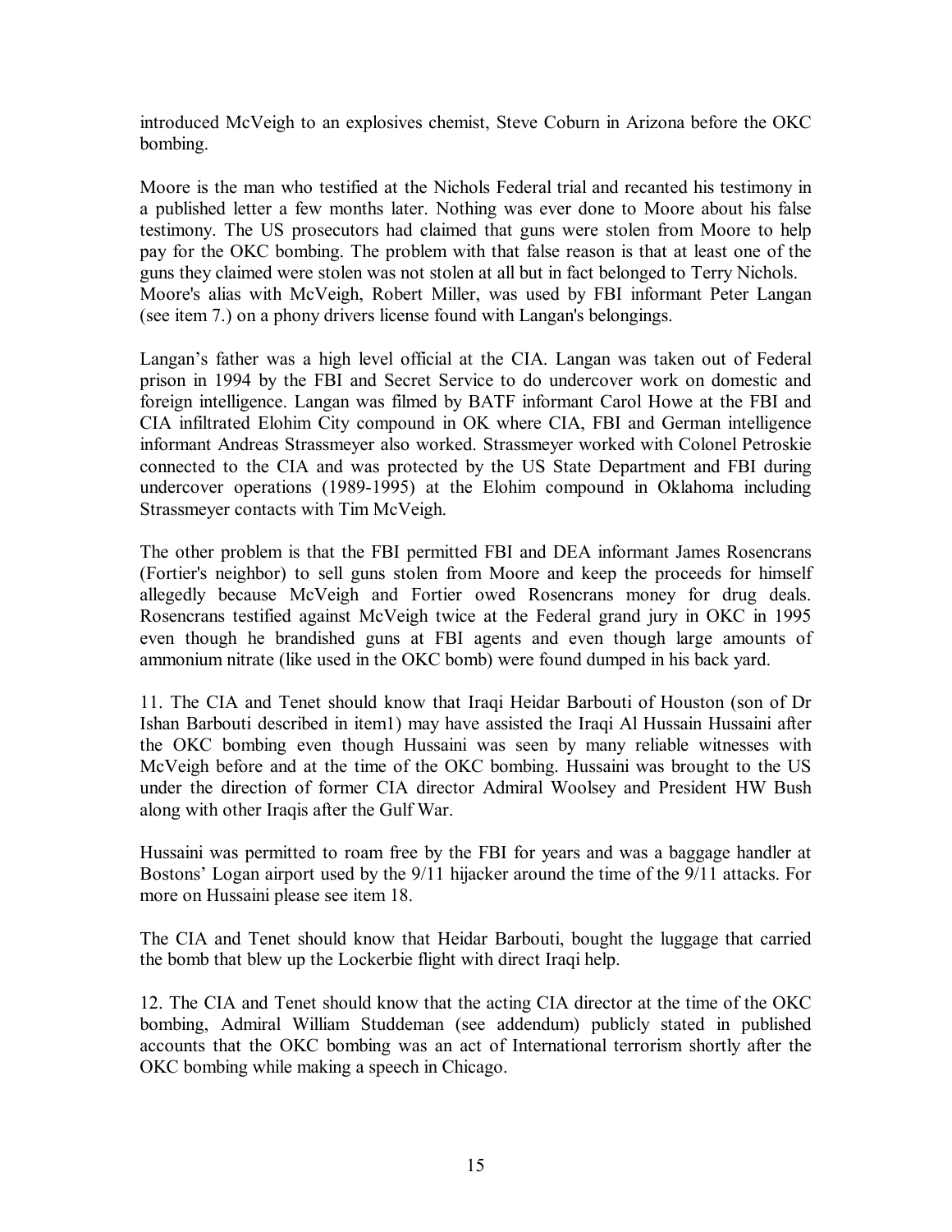introduced McVeigh to an explosives chemist, Steve Coburn in Arizona before the OKC bombing.

Moore is the man who testified at the Nichols Federal trial and recanted his testimony in a published letter a few months later. Nothing was ever done to Moore about his false testimony. The US prosecutors had claimed that guns were stolen from Moore to help pay for the OKC bombing. The problem with that false reason is that at least one of the guns they claimed were stolen was not stolen at all but in fact belonged to Terry Nichols. Moore's alias with McVeigh, Robert Miller, was used by FBI informant Peter Langan (see item 7.) on a phony drivers license found with Langan's belongings.

Langan's father was a high level official at the CIA. Langan was taken out of Federal prison in 1994 by the FBI and Secret Service to do undercover work on domestic and foreign intelligence. Langan was filmed by BATF informant Carol Howe at the FBI and CIA infiltrated Elohim City compound in OK where CIA, FBI and German intelligence informant Andreas Strassmeyer also worked. Strassmeyer worked with Colonel Petroskie connected to the CIA and was protected by the US State Department and FBI during undercover operations (1989-1995) at the Elohim compound in Oklahoma including Strassmeyer contacts with Tim McVeigh.

The other problem is that the FBI permitted FBI and DEA informant James Rosencrans (Fortier's neighbor) to sell guns stolen from Moore and keep the proceeds for himself allegedly because McVeigh and Fortier owed Rosencrans money for drug deals. Rosencrans testified against McVeigh twice at the Federal grand jury in OKC in 1995 even though he brandished guns at FBI agents and even though large amounts of ammonium nitrate (like used in the OKC bomb) were found dumped in his back yard.

11. The CIA and Tenet should know that Iraqi Heidar Barbouti of Houston (son of Dr Ishan Barbouti described in item1) may have assisted the Iraqi Al Hussain Hussaini after the OKC bombing even though Hussaini was seen by many reliable witnesses with McVeigh before and at the time of the OKC bombing. Hussaini was brought to the US under the direction of former CIA director Admiral Woolsey and President HW Bush along with other Iraqis after the Gulf War.

Hussaini was permitted to roam free by the FBI for years and was a baggage handler at Bostons' Logan airport used by the 9/11 hijacker around the time of the 9/11 attacks. For more on Hussaini please see item 18.

The CIA and Tenet should know that Heidar Barbouti, bought the luggage that carried the bomb that blew up the Lockerbie flight with direct Iraqi help.

12. The CIA and Tenet should know that the acting CIA director at the time of the OKC bombing, Admiral William Studdeman (see addendum) publicly stated in published accounts that the OKC bombing was an act of International terrorism shortly after the OKC bombing while making a speech in Chicago.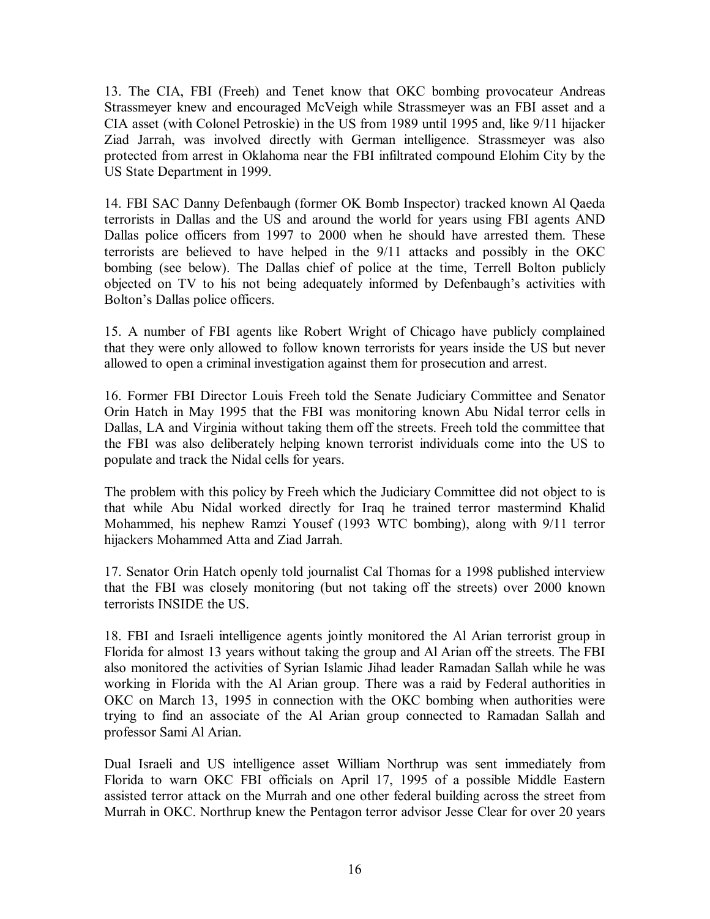13. The CIA, FBI (Freeh) and Tenet know that OKC bombing provocateur Andreas Strassmeyer knew and encouraged McVeigh while Strassmeyer was an FBI asset and a CIA asset (with Colonel Petroskie) in the US from 1989 until 1995 and, like 9/11 hijacker Ziad Jarrah, was involved directly with German intelligence. Strassmeyer was also protected from arrest in Oklahoma near the FBI infiltrated compound Elohim City by the US State Department in 1999.

14. FBI SAC Danny Defenbaugh (former OK Bomb Inspector) tracked known Al Qaeda terrorists in Dallas and the US and around the world for years using FBI agents AND Dallas police officers from 1997 to 2000 when he should have arrested them. These terrorists are believed to have helped in the 9/11 attacks and possibly in the OKC bombing (see below). The Dallas chief of police at the time, Terrell Bolton publicly objected on TV to his not being adequately informed by Defenbaugh's activities with Bolton's Dallas police officers.

15. A number of FBI agents like Robert Wright of Chicago have publicly complained that they were only allowed to follow known terrorists for years inside the US but never allowed to open a criminal investigation against them for prosecution and arrest.

16. Former FBI Director Louis Freeh told the Senate Judiciary Committee and Senator Orin Hatch in May 1995 that the FBI was monitoring known Abu Nidal terror cells in Dallas, LA and Virginia without taking them off the streets. Freeh told the committee that the FBI was also deliberately helping known terrorist individuals come into the US to populate and track the Nidal cells for years.

The problem with this policy by Freeh which the Judiciary Committee did not object to is that while Abu Nidal worked directly for Iraq he trained terror mastermind Khalid Mohammed, his nephew Ramzi Yousef (1993 WTC bombing), along with 9/11 terror hijackers Mohammed Atta and Ziad Jarrah.

17. Senator Orin Hatch openly told journalist Cal Thomas for a 1998 published interview that the FBI was closely monitoring (but not taking off the streets) over 2000 known terrorists INSIDE the US.

18. FBI and Israeli intelligence agents jointly monitored the Al Arian terrorist group in Florida for almost 13 years without taking the group and Al Arian off the streets. The FBI also monitored the activities of Syrian Islamic Jihad leader Ramadan Sallah while he was working in Florida with the Al Arian group. There was a raid by Federal authorities in OKC on March 13, 1995 in connection with the OKC bombing when authorities were trying to find an associate of the Al Arian group connected to Ramadan Sallah and professor Sami Al Arian.

Dual Israeli and US intelligence asset William Northrup was sent immediately from Florida to warn OKC FBI officials on April 17, 1995 of a possible Middle Eastern assisted terror attack on the Murrah and one other federal building across the street from Murrah in OKC. Northrup knew the Pentagon terror advisor Jesse Clear for over 20 years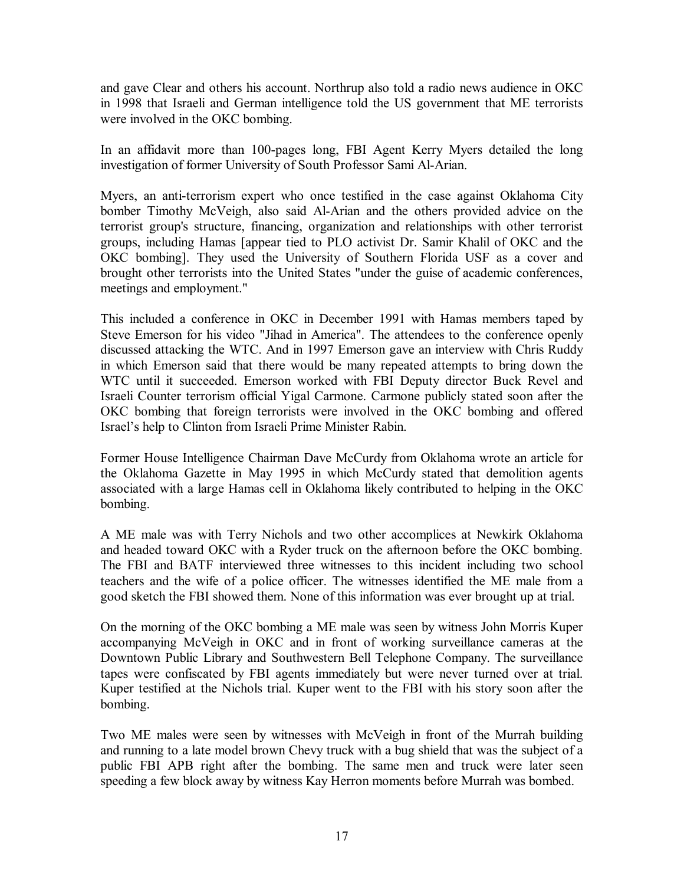and gave Clear and others his account. Northrup also told a radio news audience in OKC in 1998 that Israeli and German intelligence told the US government that ME terrorists were involved in the OKC bombing.

In an affidavit more than 100-pages long, FBI Agent Kerry Myers detailed the long investigation of former University of South Professor Sami Al-Arian.

Myers, an anti-terrorism expert who once testified in the case against Oklahoma City bomber Timothy McVeigh, also said Al-Arian and the others provided advice on the terrorist group's structure, financing, organization and relationships with other terrorist groups, including Hamas [appear tied to PLO activist Dr. Samir Khalil of OKC and the OKC bombing]. They used the University of Southern Florida USF as a cover and brought other terrorists into the United States "under the guise of academic conferences, meetings and employment."

This included a conference in OKC in December 1991 with Hamas members taped by Steve Emerson for his video "Jihad in America". The attendees to the conference openly discussed attacking the WTC. And in 1997 Emerson gave an interview with Chris Ruddy in which Emerson said that there would be many repeated attempts to bring down the WTC until it succeeded. Emerson worked with FBI Deputy director Buck Revel and Israeli Counter terrorism official Yigal Carmone. Carmone publicly stated soon after the OKC bombing that foreign terrorists were involved in the OKC bombing and offered Israel's help to Clinton from Israeli Prime Minister Rabin.

Former House Intelligence Chairman Dave McCurdy from Oklahoma wrote an article for the Oklahoma Gazette in May 1995 in which McCurdy stated that demolition agents associated with a large Hamas cell in Oklahoma likely contributed to helping in the OKC bombing.

A ME male was with Terry Nichols and two other accomplices at Newkirk Oklahoma and headed toward OKC with a Ryder truck on the afternoon before the OKC bombing. The FBI and BATF interviewed three witnesses to this incident including two school teachers and the wife of a police officer. The witnesses identified the ME male from a good sketch the FBI showed them. None of this information was ever brought up at trial.

On the morning of the OKC bombing a ME male was seen by witness John Morris Kuper accompanying McVeigh in OKC and in front of working surveillance cameras at the Downtown Public Library and Southwestern Bell Telephone Company. The surveillance tapes were confiscated by FBI agents immediately but were never turned over at trial. Kuper testified at the Nichols trial. Kuper went to the FBI with his story soon after the bombing.

Two ME males were seen by witnesses with McVeigh in front of the Murrah building and running to a late model brown Chevy truck with a bug shield that was the subject of a public FBI APB right after the bombing. The same men and truck were later seen speeding a few block away by witness Kay Herron moments before Murrah was bombed.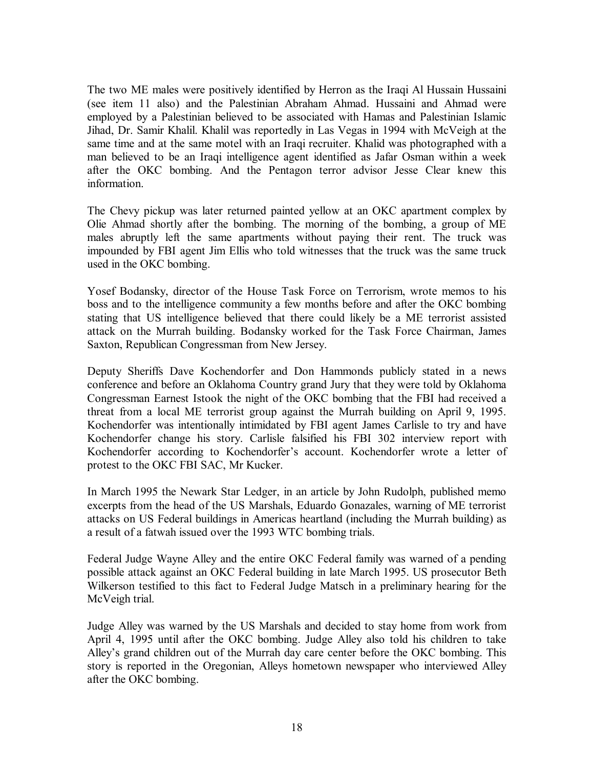The two ME males were positively identified by Herron as the Iraqi Al Hussain Hussaini (see item 11 also) and the Palestinian Abraham Ahmad. Hussaini and Ahmad were employed by a Palestinian believed to be associated with Hamas and Palestinian Islamic Jihad, Dr. Samir Khalil. Khalil was reportedly in Las Vegas in 1994 with McVeigh at the same time and at the same motel with an Iraqi recruiter. Khalid was photographed with a man believed to be an Iraqi intelligence agent identified as Jafar Osman within a week after the OKC bombing. And the Pentagon terror advisor Jesse Clear knew this information.

The Chevy pickup was later returned painted yellow at an OKC apartment complex by Olie Ahmad shortly after the bombing. The morning of the bombing, a group of ME males abruptly left the same apartments without paying their rent. The truck was impounded by FBI agent Jim Ellis who told witnesses that the truck was the same truck used in the OKC bombing.

Yosef Bodansky, director of the House Task Force on Terrorism, wrote memos to his boss and to the intelligence community a few months before and after the OKC bombing stating that US intelligence believed that there could likely be a ME terrorist assisted attack on the Murrah building. Bodansky worked for the Task Force Chairman, James Saxton, Republican Congressman from New Jersey.

Deputy Sheriffs Dave Kochendorfer and Don Hammonds publicly stated in a news conference and before an Oklahoma Country grand Jury that they were told by Oklahoma Congressman Earnest Istook the night of the OKC bombing that the FBI had received a threat from a local ME terrorist group against the Murrah building on April 9, 1995. Kochendorfer was intentionally intimidated by FBI agent James Carlisle to try and have Kochendorfer change his story. Carlisle falsified his FBI 302 interview report with Kochendorfer according to Kochendorfer's account. Kochendorfer wrote a letter of protest to the OKC FBI SAC, Mr Kucker.

In March 1995 the Newark Star Ledger, in an article by John Rudolph, published memo excerpts from the head of the US Marshals, Eduardo Gonazales, warning of ME terrorist attacks on US Federal buildings in Americas heartland (including the Murrah building) as a result of a fatwah issued over the 1993 WTC bombing trials.

Federal Judge Wayne Alley and the entire OKC Federal family was warned of a pending possible attack against an OKC Federal building in late March 1995. US prosecutor Beth Wilkerson testified to this fact to Federal Judge Matsch in a preliminary hearing for the McVeigh trial.

Judge Alley was warned by the US Marshals and decided to stay home from work from April 4, 1995 until after the OKC bombing. Judge Alley also told his children to take Alley's grand children out of the Murrah day care center before the OKC bombing. This story is reported in the Oregonian, Alleys hometown newspaper who interviewed Alley after the OKC bombing.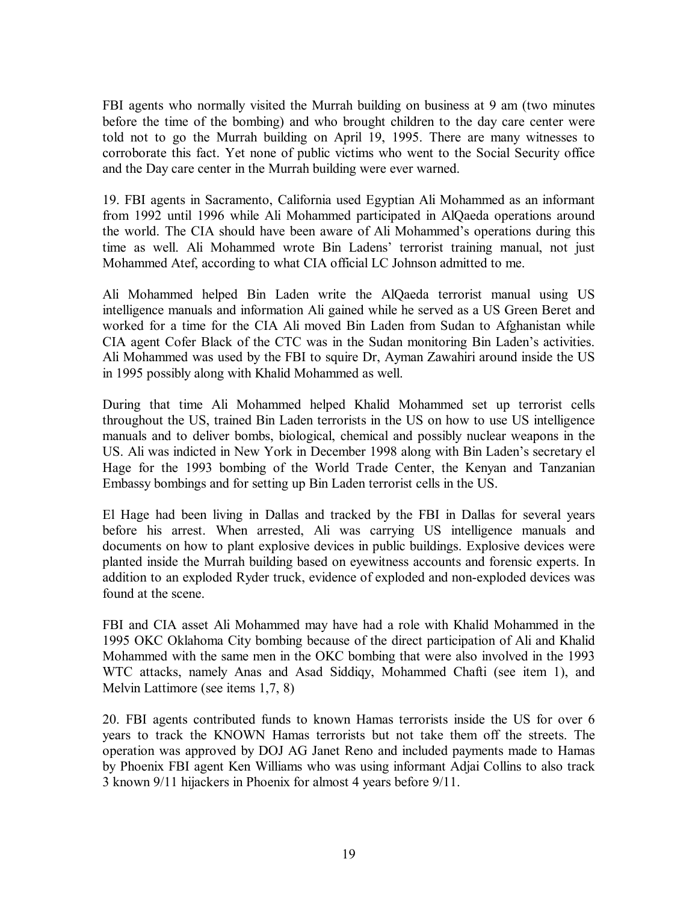FBI agents who normally visited the Murrah building on business at 9 am (two minutes before the time of the bombing) and who brought children to the day care center were told not to go the Murrah building on April 19, 1995. There are many witnesses to corroborate this fact. Yet none of public victims who went to the Social Security office and the Day care center in the Murrah building were ever warned.

19. FBI agents in Sacramento, California used Egyptian Ali Mohammed as an informant from 1992 until 1996 while Ali Mohammed participated in AlQaeda operations around the world. The CIA should have been aware of Ali Mohammed's operations during this time as well. Ali Mohammed wrote Bin Ladens' terrorist training manual, not just Mohammed Atef, according to what CIA official LC Johnson admitted to me.

Ali Mohammed helped Bin Laden write the AlQaeda terrorist manual using US intelligence manuals and information Ali gained while he served as a US Green Beret and worked for a time for the CIA Ali moved Bin Laden from Sudan to Afghanistan while CIA agent Cofer Black of the CTC was in the Sudan monitoring Bin Laden's activities. Ali Mohammed was used by the FBI to squire Dr, Ayman Zawahiri around inside the US in 1995 possibly along with Khalid Mohammed as well.

During that time Ali Mohammed helped Khalid Mohammed set up terrorist cells throughout the US, trained Bin Laden terrorists in the US on how to use US intelligence manuals and to deliver bombs, biological, chemical and possibly nuclear weapons in the US. Ali was indicted in New York in December 1998 along with Bin Laden's secretary el Hage for the 1993 bombing of the World Trade Center, the Kenyan and Tanzanian Embassy bombings and for setting up Bin Laden terrorist cells in the US.

El Hage had been living in Dallas and tracked by the FBI in Dallas for several years before his arrest. When arrested, Ali was carrying US intelligence manuals and documents on how to plant explosive devices in public buildings. Explosive devices were planted inside the Murrah building based on eyewitness accounts and forensic experts. In addition to an exploded Ryder truck, evidence of exploded and non-exploded devices was found at the scene.

FBI and CIA asset Ali Mohammed may have had a role with Khalid Mohammed in the 1995 OKC Oklahoma City bombing because of the direct participation of Ali and Khalid Mohammed with the same men in the OKC bombing that were also involved in the 1993 WTC attacks, namely Anas and Asad Siddiqy, Mohammed Chafti (see item 1), and Melvin Lattimore (see items 1,7, 8)

20. FBI agents contributed funds to known Hamas terrorists inside the US for over 6 years to track the KNOWN Hamas terrorists but not take them off the streets. The operation was approved by DOJ AG Janet Reno and included payments made to Hamas by Phoenix FBI agent Ken Williams who was using informant Adjai Collins to also track 3 known 9/11 hijackers in Phoenix for almost 4 years before 9/11.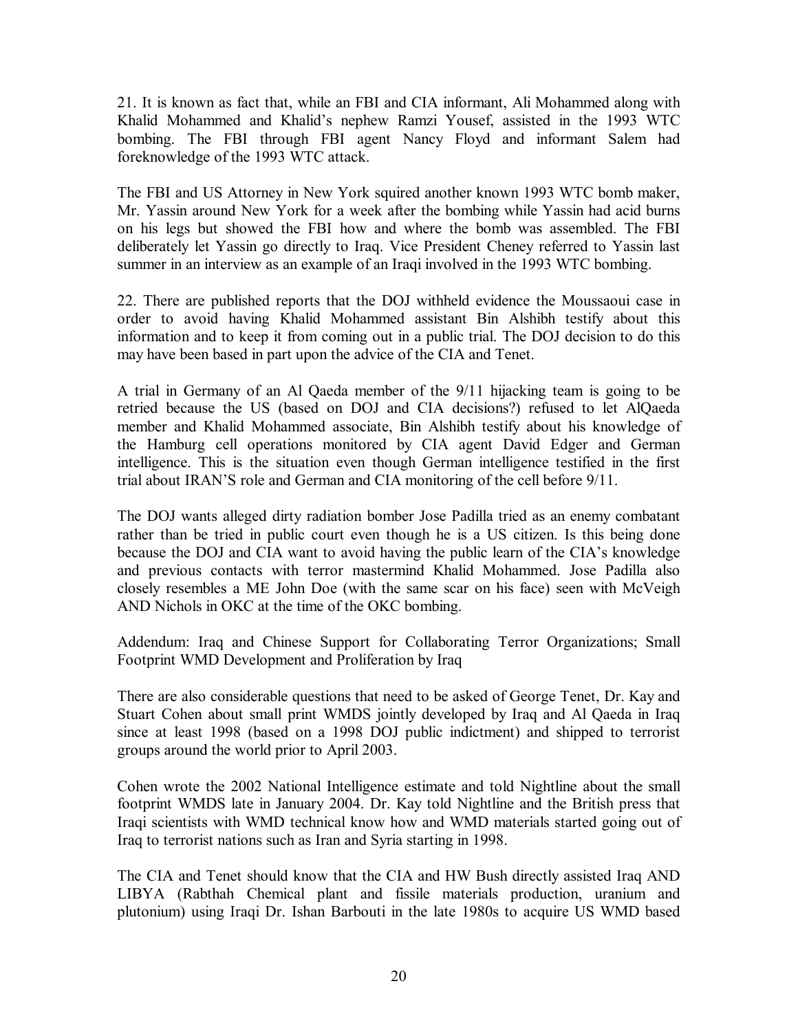21. It is known as fact that, while an FBI and CIA informant, Ali Mohammed along with Khalid Mohammed and Khalid's nephew Ramzi Yousef, assisted in the 1993 WTC bombing. The FBI through FBI agent Nancy Floyd and informant Salem had foreknowledge of the 1993 WTC attack.

The FBI and US Attorney in New York squired another known 1993 WTC bomb maker, Mr. Yassin around New York for a week after the bombing while Yassin had acid burns on his legs but showed the FBI how and where the bomb was assembled. The FBI deliberately let Yassin go directly to Iraq. Vice President Cheney referred to Yassin last summer in an interview as an example of an Iraqi involved in the 1993 WTC bombing.

22. There are published reports that the DOJ withheld evidence the Moussaoui case in order to avoid having Khalid Mohammed assistant Bin Alshibh testify about this information and to keep it from coming out in a public trial. The DOJ decision to do this may have been based in part upon the advice of the CIA and Tenet.

A trial in Germany of an Al Qaeda member of the 9/11 hijacking team is going to be retried because the US (based on DOJ and CIA decisions?) refused to let AlQaeda member and Khalid Mohammed associate, Bin Alshibh testify about his knowledge of the Hamburg cell operations monitored by CIA agent David Edger and German intelligence. This is the situation even though German intelligence testified in the first trial about IRAN'S role and German and CIA monitoring of the cell before 9/11.

The DOJ wants alleged dirty radiation bomber Jose Padilla tried as an enemy combatant rather than be tried in public court even though he is a US citizen. Is this being done because the DOJ and CIA want to avoid having the public learn of the CIA's knowledge and previous contacts with terror mastermind Khalid Mohammed. Jose Padilla also closely resembles a ME John Doe (with the same scar on his face) seen with McVeigh AND Nichols in OKC at the time of the OKC bombing.

Addendum: Iraq and Chinese Support for Collaborating Terror Organizations; Small Footprint WMD Development and Proliferation by Iraq

There are also considerable questions that need to be asked of George Tenet, Dr. Kay and Stuart Cohen about small print WMDS jointly developed by Iraq and Al Qaeda in Iraq since at least 1998 (based on a 1998 DOJ public indictment) and shipped to terrorist groups around the world prior to April 2003.

Cohen wrote the 2002 National Intelligence estimate and told Nightline about the small footprint WMDS late in January 2004. Dr. Kay told Nightline and the British press that Iraqi scientists with WMD technical know how and WMD materials started going out of Iraq to terrorist nations such as Iran and Syria starting in 1998.

The CIA and Tenet should know that the CIA and HW Bush directly assisted Iraq AND LIBYA (Rabthah Chemical plant and fissile materials production, uranium and plutonium) using Iraqi Dr. Ishan Barbouti in the late 1980s to acquire US WMD based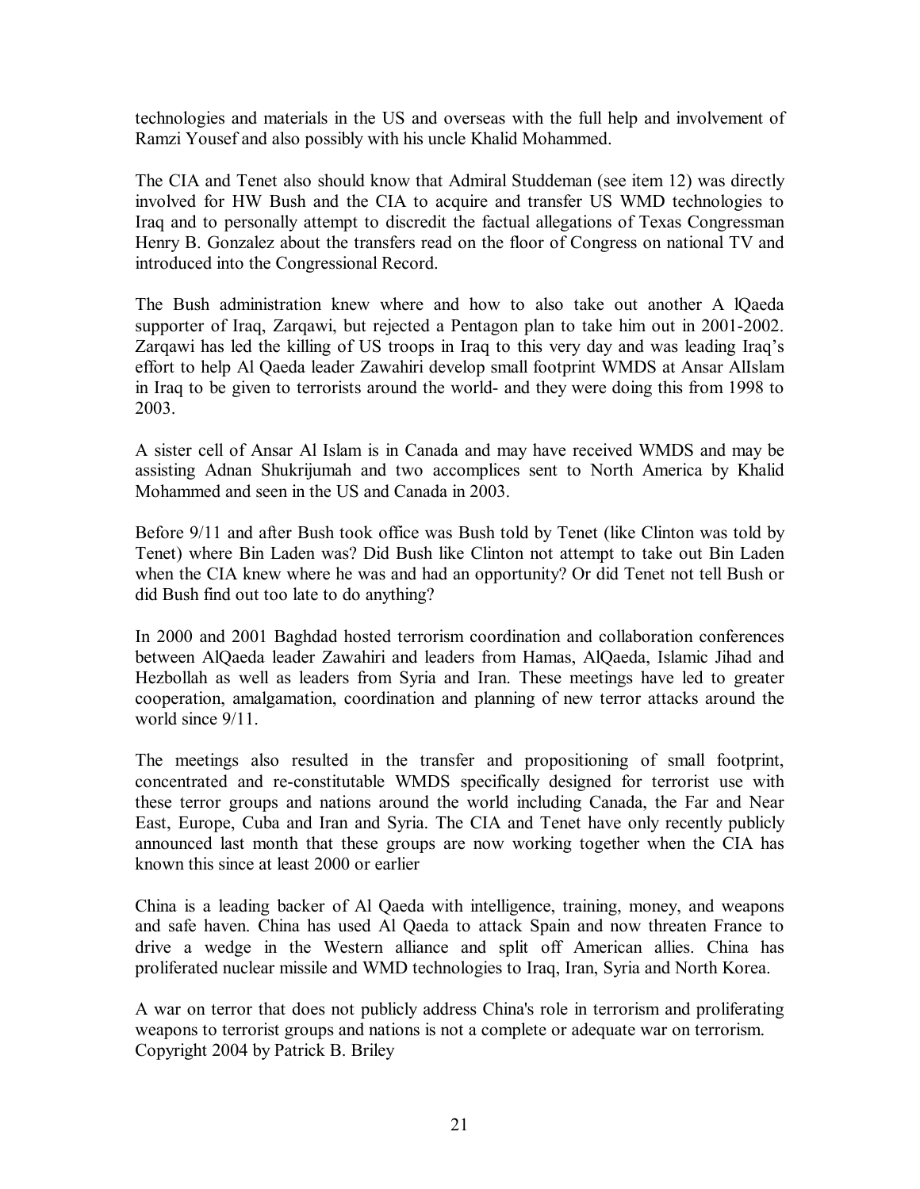technologies and materials in the US and overseas with the full help and involvement of Ramzi Yousef and also possibly with his uncle Khalid Mohammed.

The CIA and Tenet also should know that Admiral Studdeman (see item 12) was directly involved for HW Bush and the CIA to acquire and transfer US WMD technologies to Iraq and to personally attempt to discredit the factual allegations of Texas Congressman Henry B. Gonzalez about the transfers read on the floor of Congress on national TV and introduced into the Congressional Record.

The Bush administration knew where and how to also take out another A lQaeda supporter of Iraq, Zarqawi, but rejected a Pentagon plan to take him out in 2001-2002. Zarqawi has led the killing of US troops in Iraq to this very day and was leading Iraq's effort to help Al Qaeda leader Zawahiri develop small footprint WMDS at Ansar AlIslam in Iraq to be given to terrorists around the world- and they were doing this from 1998 to 2003.

A sister cell of Ansar Al Islam is in Canada and may have received WMDS and may be assisting Adnan Shukrijumah and two accomplices sent to North America by Khalid Mohammed and seen in the US and Canada in 2003.

Before 9/11 and after Bush took office was Bush told by Tenet (like Clinton was told by Tenet) where Bin Laden was? Did Bush like Clinton not attempt to take out Bin Laden when the CIA knew where he was and had an opportunity? Or did Tenet not tell Bush or did Bush find out too late to do anything?

In 2000 and 2001 Baghdad hosted terrorism coordination and collaboration conferences between AlQaeda leader Zawahiri and leaders from Hamas, AlQaeda, Islamic Jihad and Hezbollah as well as leaders from Syria and Iran. These meetings have led to greater cooperation, amalgamation, coordination and planning of new terror attacks around the world since 9/11.

The meetings also resulted in the transfer and propositioning of small footprint, concentrated and re-constitutable WMDS specifically designed for terrorist use with these terror groups and nations around the world including Canada, the Far and Near East, Europe, Cuba and Iran and Syria. The CIA and Tenet have only recently publicly announced last month that these groups are now working together when the CIA has known this since at least 2000 or earlier

China is a leading backer of Al Qaeda with intelligence, training, money, and weapons and safe haven. China has used Al Qaeda to attack Spain and now threaten France to drive a wedge in the Western alliance and split off American allies. China has proliferated nuclear missile and WMD technologies to Iraq, Iran, Syria and North Korea.

A war on terror that does not publicly address China's role in terrorism and proliferating weapons to terrorist groups and nations is not a complete or adequate war on terrorism.
Copyright 2004 by Patrick B. Briley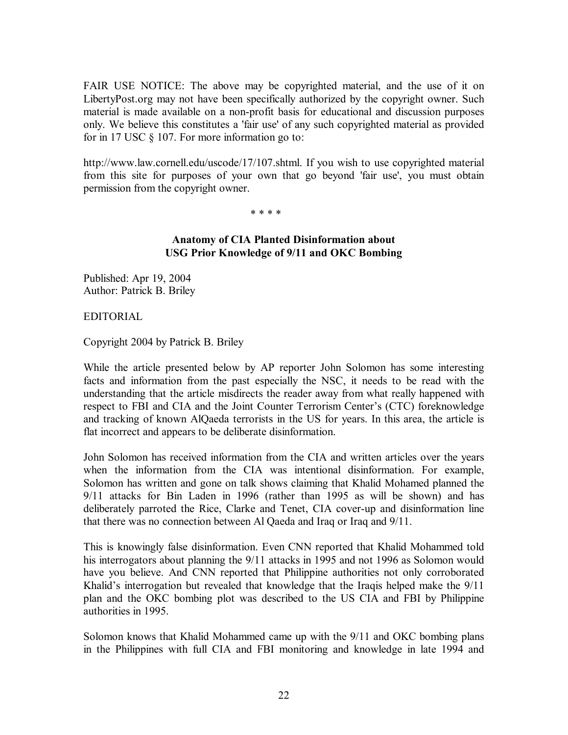FAIR USE NOTICE: The above may be copyrighted material, and the use of it on LibertyPost.org may not have been specifically authorized by the copyright owner. Such material is made available on a non-profit basis for educational and discussion purposes only. We believe this constitutes a 'fair use' of any such copyrighted material as provided for in 17 USC § 107. For more information go to:

http://www.law.cornell.edu/uscode/17/107.shtml. If you wish to use copyrighted material from this site for purposes of your own that go beyond 'fair use', you must obtain permission from the copyright owner.

\* \* \* \*

**Anatomy of CIA Planted Disinformation about USG Prior Knowledge of 9/11 and OKC Bombing**

Published: Apr 19, 2004
Author: Patrick B. Briley

EDITORIAL

Copyright 2004 by Patrick B. Briley

While the article presented below by AP reporter John Solomon has some interesting facts and information from the past especially the NSC, it needs to be read with the understanding that the article misdirects the reader away from what really happened with respect to FBI and CIA and the Joint Counter Terrorism Center's (CTC) foreknowledge and tracking of known AlQaeda terrorists in the US for years. In this area, the article is flat incorrect and appears to be deliberate disinformation.

John Solomon has received information from the CIA and written articles over the years when the information from the CIA was intentional disinformation. For example, Solomon has written and gone on talk shows claiming that Khalid Mohamed planned the 9/11 attacks for Bin Laden in 1996 (rather than 1995 as will be shown) and has deliberately parroted the Rice, Clarke and Tenet, CIA cover-up and disinformation line that there was no connection between Al Qaeda and Iraq or Iraq and 9/11.

This is knowingly false disinformation. Even CNN reported that Khalid Mohammed told his interrogators about planning the 9/11 attacks in 1995 and not 1996 as Solomon would have you believe. And CNN reported that Philippine authorities not only corroborated Khalid's interrogation but revealed that knowledge that the Iraqis helped make the 9/11 plan and the OKC bombing plot was described to the US CIA and FBI by Philippine authorities in 1995.

Solomon knows that Khalid Mohammed came up with the 9/11 and OKC bombing plans in the Philippines with full CIA and FBI monitoring and knowledge in late 1994 and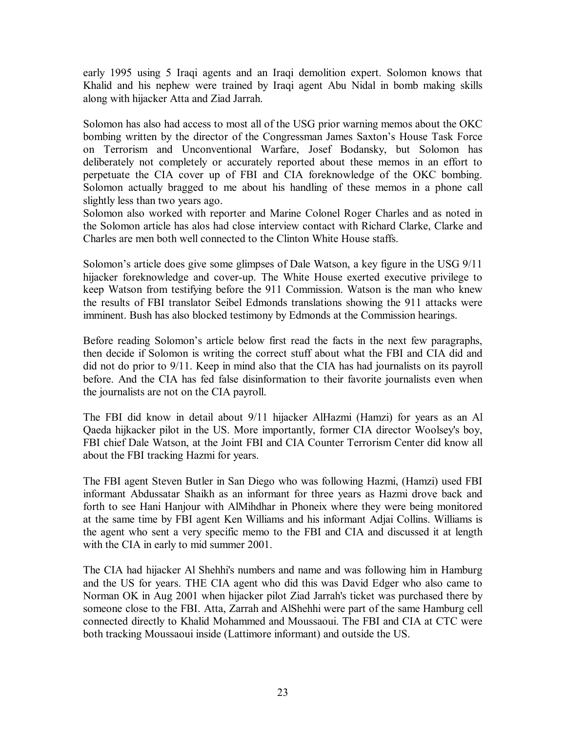early 1995 using 5 Iraqi agents and an Iraqi demolition expert. Solomon knows that Khalid and his nephew were trained by Iraqi agent Abu Nidal in bomb making skills along with hijacker Atta and Ziad Jarrah.

Solomon has also had access to most all of the USG prior warning memos about the OKC bombing written by the director of the Congressman James Saxton's House Task Force on Terrorism and Unconventional Warfare, Josef Bodansky, but Solomon has deliberately not completely or accurately reported about these memos in an effort to perpetuate the CIA cover up of FBI and CIA foreknowledge of the OKC bombing. Solomon actually bragged to me about his handling of these memos in a phone call slightly less than two years ago.

Solomon also worked with reporter and Marine Colonel Roger Charles and as noted in the Solomon article has alos had close interview contact with Richard Clarke, Clarke and Charles are men both well connected to the Clinton White House staffs.

Solomon's article does give some glimpses of Dale Watson, a key figure in the USG 9/11 hijacker foreknowledge and cover-up. The White House exerted executive privilege to keep Watson from testifying before the 911 Commission. Watson is the man who knew the results of FBI translator Seibel Edmonds translations showing the 911 attacks were imminent. Bush has also blocked testimony by Edmonds at the Commission hearings.

Before reading Solomon's article below first read the facts in the next few paragraphs, then decide if Solomon is writing the correct stuff about what the FBI and CIA did and did not do prior to 9/11. Keep in mind also that the CIA has had journalists on its payroll before. And the CIA has fed false disinformation to their favorite journalists even when the journalists are not on the CIA payroll.

The FBI did know in detail about 9/11 hijacker AlHazmi (Hamzi) for years as an Al Qaeda hijkacker pilot in the US. More importantly, former CIA director Woolsey's boy, FBI chief Dale Watson, at the Joint FBI and CIA Counter Terrorism Center did know all about the FBI tracking Hazmi for years.

The FBI agent Steven Butler in San Diego who was following Hazmi, (Hamzi) used FBI informant Abdussatar Shaikh as an informant for three years as Hazmi drove back and forth to see Hani Hanjour with AlMihdhar in Phoneix where they were being monitored at the same time by FBI agent Ken Williams and his informant Adjai Collins. Williams is the agent who sent a very specific memo to the FBI and CIA and discussed it at length with the CIA in early to mid summer 2001.

The CIA had hijacker Al Shehhi's numbers and name and was following him in Hamburg and the US for years. THE CIA agent who did this was David Edger who also came to Norman OK in Aug 2001 when hijacker pilot Ziad Jarrah's ticket was purchased there by someone close to the FBI. Atta, Zarrah and AlShehhi were part of the same Hamburg cell connected directly to Khalid Mohammed and Moussaoui. The FBI and CIA at CTC were both tracking Moussaoui inside (Lattimore informant) and outside the US.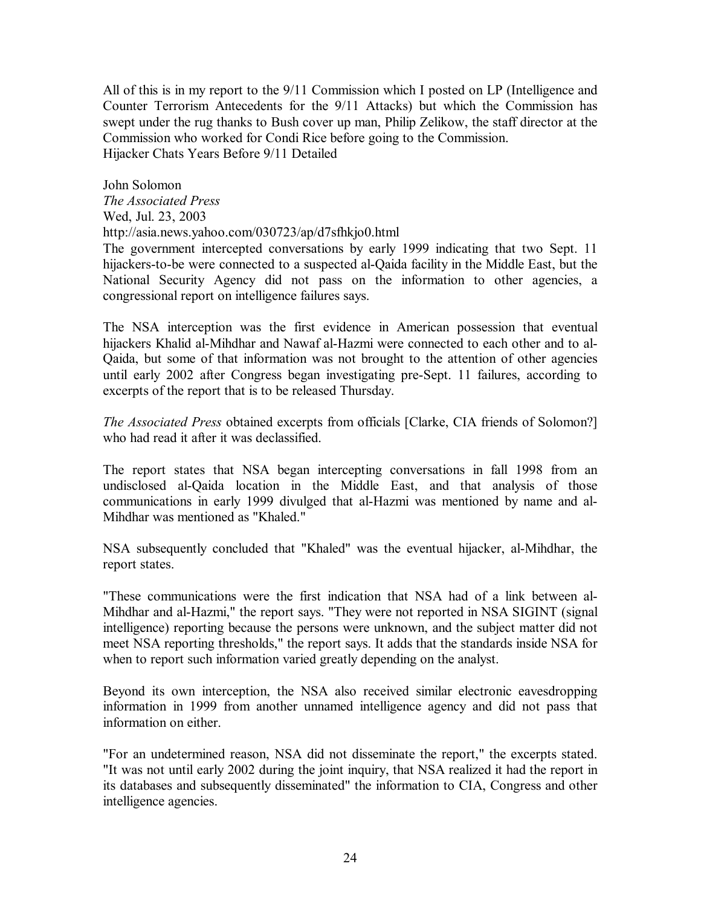All of this is in my report to the 9/11 Commission which I posted on LP (Intelligence and Counter Terrorism Antecedents for the 9/11 Attacks) but which the Commission has swept under the rug thanks to Bush cover up man, Philip Zelikow, the staff director at the Commission who worked for Condi Rice before going to the Commission.
Hijacker Chats Years Before 9/11 Detailed

John Solomon
*The Associated Press*
Wed, Jul. 23, 2003
http://asia.news.yahoo.com/030723/ap/d7sfhkjo0.html
The government intercepted conversations by early 1999 indicating that two Sept. 11 hijackers-to-be were connected to a suspected al-Qaida facility in the Middle East, but the National Security Agency did not pass on the information to other agencies, a congressional report on intelligence failures says.

The NSA interception was the first evidence in American possession that eventual hijackers Khalid al-Mihdhar and Nawaf al-Hazmi were connected to each other and to al-Qaida, but some of that information was not brought to the attention of other agencies until early 2002 after Congress began investigating pre-Sept. 11 failures, according to excerpts of the report that is to be released Thursday.

*The Associated Press* obtained excerpts from officials [Clarke, CIA friends of Solomon?] who had read it after it was declassified.

The report states that NSA began intercepting conversations in fall 1998 from an undisclosed al-Qaida location in the Middle East, and that analysis of those communications in early 1999 divulged that al-Hazmi was mentioned by name and al-Mihdhar was mentioned as "Khaled."

NSA subsequently concluded that "Khaled" was the eventual hijacker, al-Mihdhar, the report states.

"These communications were the first indication that NSA had of a link between al-Mihdhar and al-Hazmi," the report says. "They were not reported in NSA SIGINT (signal intelligence) reporting because the persons were unknown, and the subject matter did not meet NSA reporting thresholds," the report says. It adds that the standards inside NSA for when to report such information varied greatly depending on the analyst.

Beyond its own interception, the NSA also received similar electronic eavesdropping information in 1999 from another unnamed intelligence agency and did not pass that information on either.

"For an undetermined reason, NSA did not disseminate the report," the excerpts stated. "It was not until early 2002 during the joint inquiry, that NSA realized it had the report in its databases and subsequently disseminated" the information to CIA, Congress and other intelligence agencies.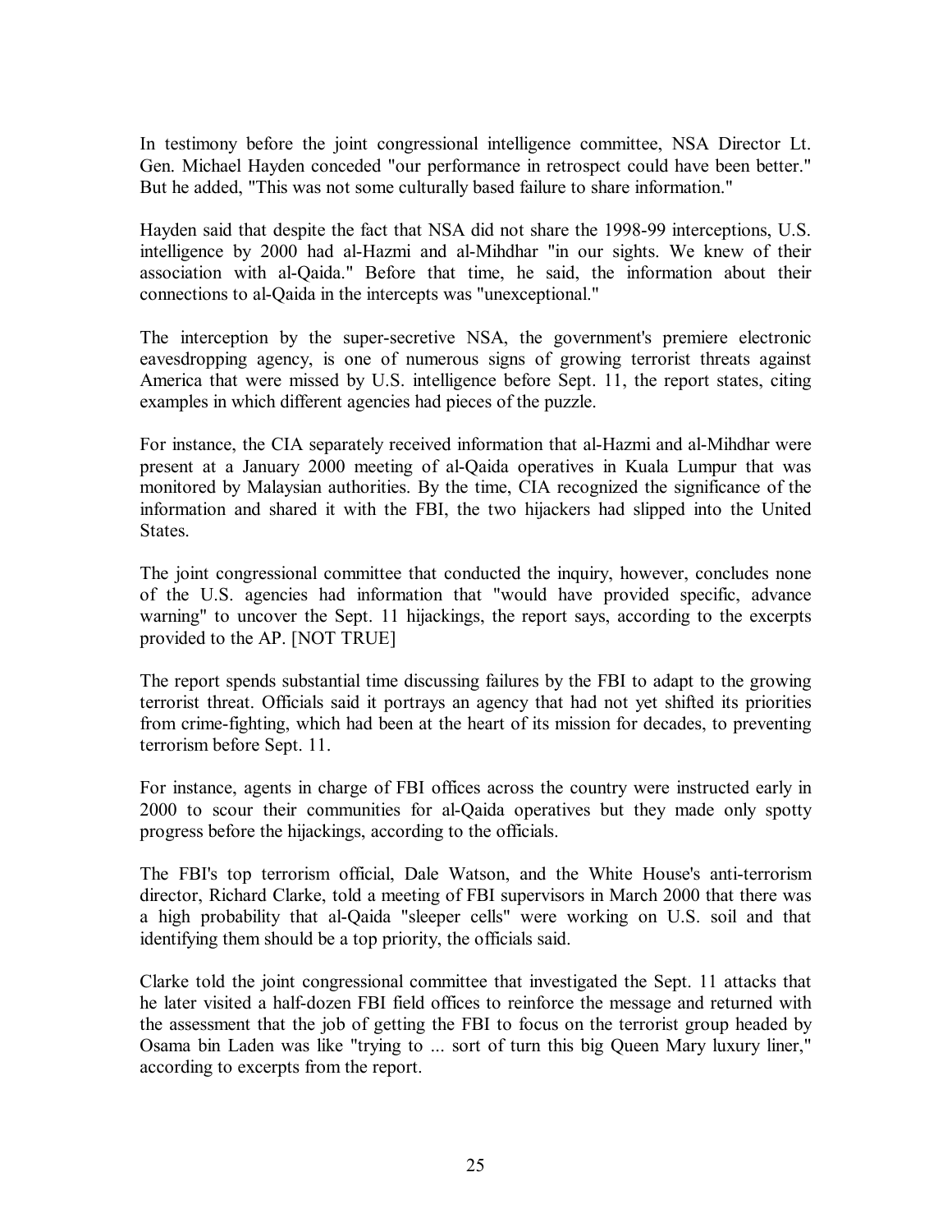In testimony before the joint congressional intelligence committee, NSA Director Lt. Gen. Michael Hayden conceded "our performance in retrospect could have been better." But he added, "This was not some culturally based failure to share information."

Hayden said that despite the fact that NSA did not share the 1998-99 interceptions, U.S. intelligence by 2000 had al-Hazmi and al-Mihdhar "in our sights. We knew of their association with al-Qaida." Before that time, he said, the information about their connections to al-Qaida in the intercepts was "unexceptional."

The interception by the super-secretive NSA, the government's premiere electronic eavesdropping agency, is one of numerous signs of growing terrorist threats against America that were missed by U.S. intelligence before Sept. 11, the report states, citing examples in which different agencies had pieces of the puzzle.

For instance, the CIA separately received information that al-Hazmi and al-Mihdhar were present at a January 2000 meeting of al-Qaida operatives in Kuala Lumpur that was monitored by Malaysian authorities. By the time, CIA recognized the significance of the information and shared it with the FBI, the two hijackers had slipped into the United States.

The joint congressional committee that conducted the inquiry, however, concludes none of the U.S. agencies had information that "would have provided specific, advance warning" to uncover the Sept. 11 hijackings, the report says, according to the excerpts provided to the AP. [NOT TRUE]

The report spends substantial time discussing failures by the FBI to adapt to the growing terrorist threat. Officials said it portrays an agency that had not yet shifted its priorities from crime-fighting, which had been at the heart of its mission for decades, to preventing terrorism before Sept. 11.

For instance, agents in charge of FBI offices across the country were instructed early in 2000 to scour their communities for al-Qaida operatives but they made only spotty progress before the hijackings, according to the officials.

The FBI's top terrorism official, Dale Watson, and the White House's anti-terrorism director, Richard Clarke, told a meeting of FBI supervisors in March 2000 that there was a high probability that al-Qaida "sleeper cells" were working on U.S. soil and that identifying them should be a top priority, the officials said.

Clarke told the joint congressional committee that investigated the Sept. 11 attacks that he later visited a half-dozen FBI field offices to reinforce the message and returned with the assessment that the job of getting the FBI to focus on the terrorist group headed by Osama bin Laden was like "trying to ... sort of turn this big Queen Mary luxury liner," according to excerpts from the report.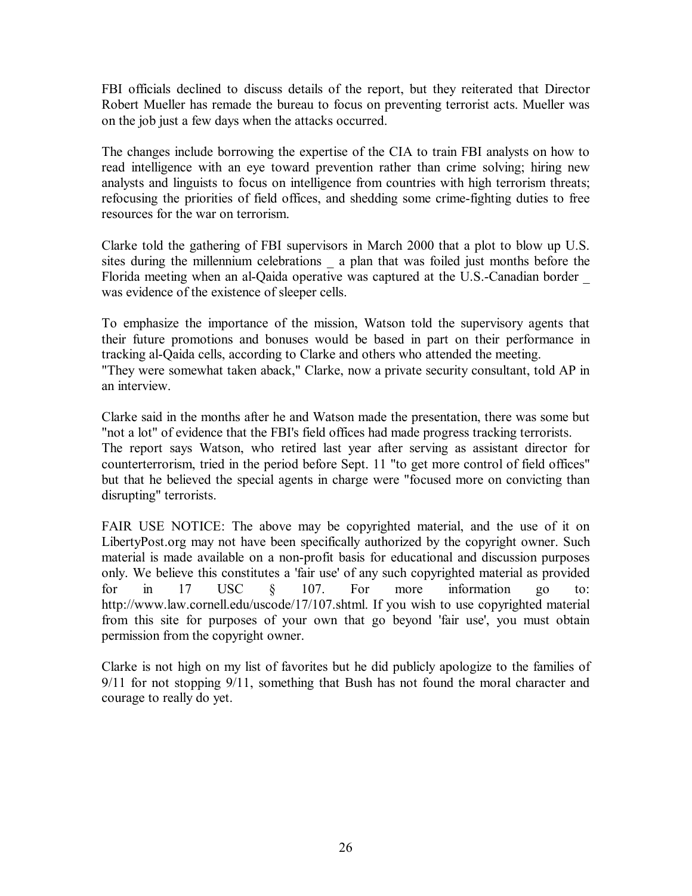FBI officials declined to discuss details of the report, but they reiterated that Director Robert Mueller has remade the bureau to focus on preventing terrorist acts. Mueller was on the job just a few days when the attacks occurred.

The changes include borrowing the expertise of the CIA to train FBI analysts on how to read intelligence with an eye toward prevention rather than crime solving; hiring new analysts and linguists to focus on intelligence from countries with high terrorism threats; refocusing the priorities of field offices, and shedding some crime-fighting duties to free resources for the war on terrorism.

Clarke told the gathering of FBI supervisors in March 2000 that a plot to blow up U.S. sites during the millennium celebrations _ a plan that was foiled just months before the Florida meeting when an al-Qaida operative was captured at the U.S.-Canadian border _ was evidence of the existence of sleeper cells.

To emphasize the importance of the mission, Watson told the supervisory agents that their future promotions and bonuses would be based in part on their performance in tracking al-Qaida cells, according to Clarke and others who attended the meeting.
"They were somewhat taken aback," Clarke, now a private security consultant, told AP in an interview.

Clarke said in the months after he and Watson made the presentation, there was some but "not a lot" of evidence that the FBI's field offices had made progress tracking terrorists.
The report says Watson, who retired last year after serving as assistant director for counterterrorism, tried in the period before Sept. 11 "to get more control of field offices" but that he believed the special agents in charge were "focused more on convicting than disrupting" terrorists.

FAIR USE NOTICE: The above may be copyrighted material, and the use of it on LibertyPost.org may not have been specifically authorized by the copyright owner. Such material is made available on a non-profit basis for educational and discussion purposes only. We believe this constitutes a 'fair use' of any such copyrighted material as provided for in 17 USC § 107. For more information go to: http://www.law.cornell.edu/uscode/17/107.shtml. If you wish to use copyrighted material from this site for purposes of your own that go beyond 'fair use', you must obtain permission from the copyright owner.

Clarke is not high on my list of favorites but he did publicly apologize to the families of 9/11 for not stopping 9/11, something that Bush has not found the moral character and courage to really do yet.